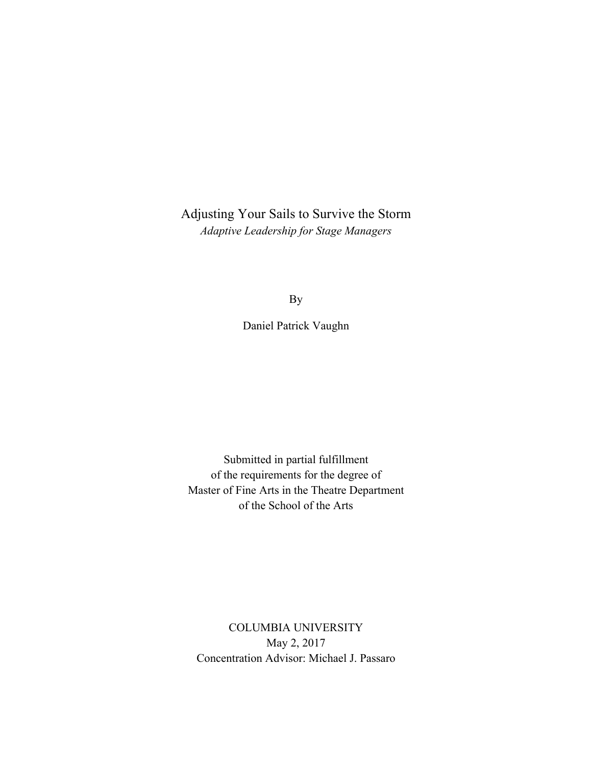# Adjusting Your Sails to Survive the Storm

*Adaptive Leadership for Stage Managers*

By

Daniel Patrick Vaughn

Submitted in partial fulfillment
of the requirements for the degree of
Master of Fine Arts in the Theatre Department
of the School of the Arts

COLUMBIA UNIVERSITY
May 2, 2017
Concentration Advisor: Michael J. Passaro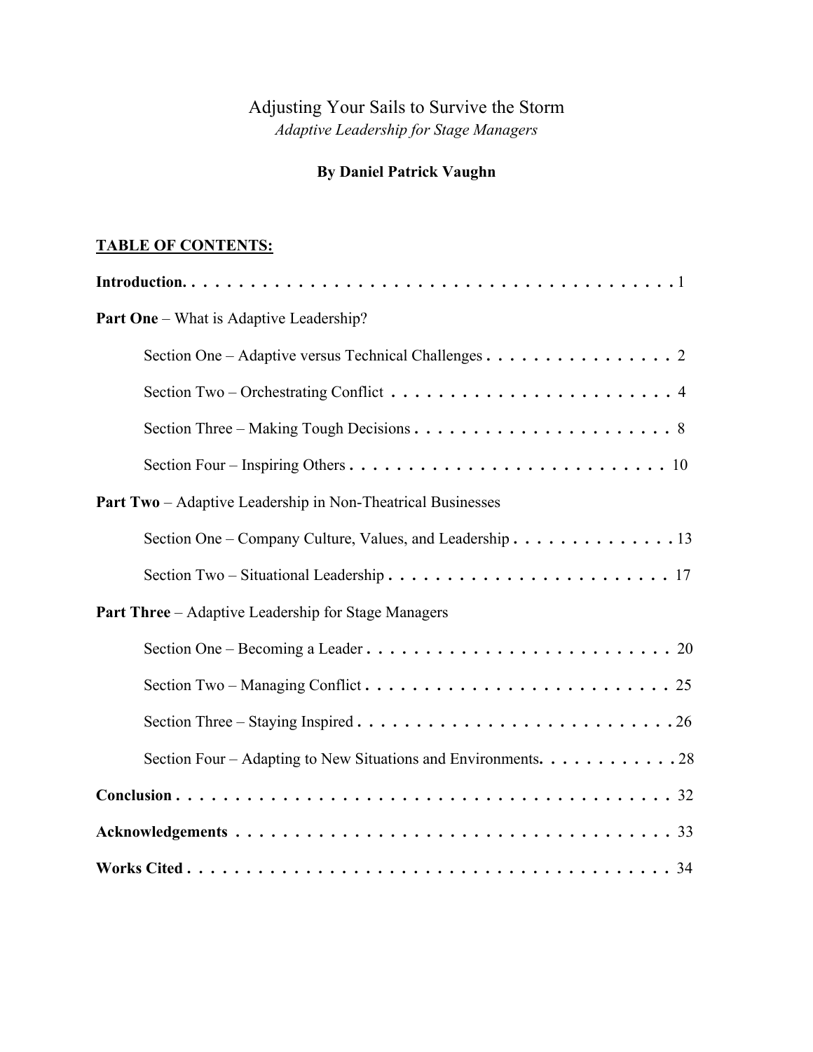# Adjusting Your Sails to Survive the Storm

*Adaptive Leadership for Stage Managers*

**By Daniel Patrick Vaughn**

**TABLE OF CONTENTS:**

**Introduction** . . . . . . . . . . . . . . . . . . . . . . . . . . . . . . . . . . . . . . . . . . . 1

**Part One** – What is Adaptive Leadership?

- Section One – Adaptive versus Technical Challenges . . . . . . . . . . . . . . . . 2
- Section Two – Orchestrating Conflict . . . . . . . . . . . . . . . . . . . . . . . . 4
- Section Three – Making Tough Decisions . . . . . . . . . . . . . . . . . . . . . . 8
- Section Four – Inspiring Others . . . . . . . . . . . . . . . . . . . . . . . . . . 10

**Part Two** – Adaptive Leadership in Non-Theatrical Businesses

- Section One – Company Culture, Values, and Leadership . . . . . . . . . . . . . . 13
- Section Two – Situational Leadership . . . . . . . . . . . . . . . . . . . . . . . 17

**Part Three** – Adaptive Leadership for Stage Managers

- Section One – Becoming a Leader . . . . . . . . . . . . . . . . . . . . . . . . . 20
- Section Two – Managing Conflict . . . . . . . . . . . . . . . . . . . . . . . . . . 25
- Section Three – Staying Inspired . . . . . . . . . . . . . . . . . . . . . . . . . . 26
- Section Four – Adapting to New Situations and Environments . . . . . . . . . . . 28

**Conclusion** . . . . . . . . . . . . . . . . . . . . . . . . . . . . . . . . . . . . . . . . 32

**Acknowledgements** . . . . . . . . . . . . . . . . . . . . . . . . . . . . . . . . . . . . 33

**Works Cited** . . . . . . . . . . . . . . . . . . . . . . . . . . . . . . . . . . . . . . . 34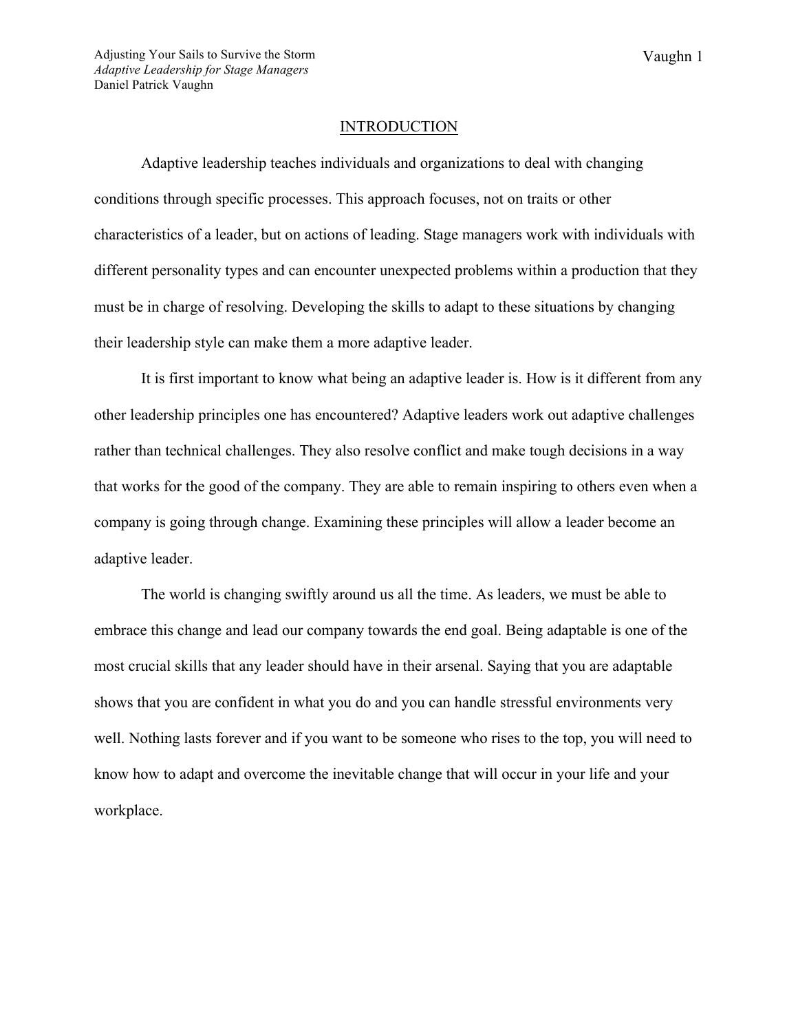## INTRODUCTION

Adaptive leadership teaches individuals and organizations to deal with changing conditions through specific processes. This approach focuses, not on traits or other characteristics of a leader, but on actions of leading. Stage managers work with individuals with different personality types and can encounter unexpected problems within a production that they must be in charge of resolving. Developing the skills to adapt to these situations by changing their leadership style can make them a more adaptive leader.

It is first important to know what being an adaptive leader is. How is it different from any other leadership principles one has encountered? Adaptive leaders work out adaptive challenges rather than technical challenges. They also resolve conflict and make tough decisions in a way that works for the good of the company. They are able to remain inspiring to others even when a company is going through change. Examining these principles will allow a leader become an adaptive leader.

The world is changing swiftly around us all the time. As leaders, we must be able to embrace this change and lead our company towards the end goal. Being adaptable is one of the most crucial skills that any leader should have in their arsenal. Saying that you are adaptable shows that you are confident in what you do and you can handle stressful environments very well. Nothing lasts forever and if you want to be someone who rises to the top, you will need to know how to adapt and overcome the inevitable change that will occur in your life and your workplace.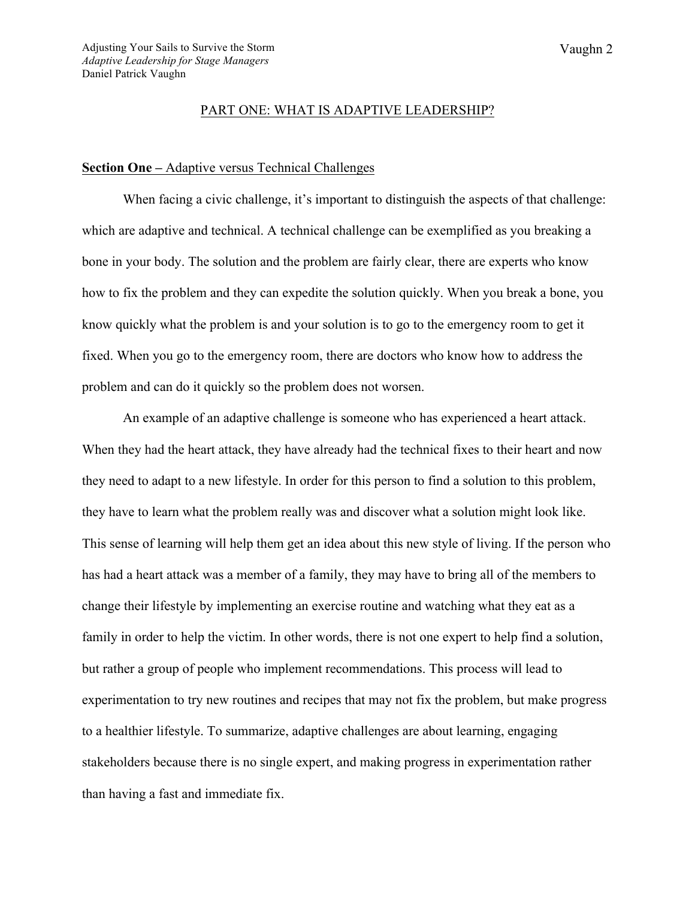## PART ONE: WHAT IS ADAPTIVE LEADERSHIP?

**Section One –** Adaptive versus Technical Challenges

When facing a civic challenge, it's important to distinguish the aspects of that challenge: which are adaptive and technical. A technical challenge can be exemplified as you breaking a bone in your body. The solution and the problem are fairly clear, there are experts who know how to fix the problem and they can expedite the solution quickly. When you break a bone, you know quickly what the problem is and your solution is to go to the emergency room to get it fixed. When you go to the emergency room, there are doctors who know how to address the problem and can do it quickly so the problem does not worsen.

An example of an adaptive challenge is someone who has experienced a heart attack. When they had the heart attack, they have already had the technical fixes to their heart and now they need to adapt to a new lifestyle. In order for this person to find a solution to this problem, they have to learn what the problem really was and discover what a solution might look like. This sense of learning will help them get an idea about this new style of living. If the person who has had a heart attack was a member of a family, they may have to bring all of the members to change their lifestyle by implementing an exercise routine and watching what they eat as a family in order to help the victim. In other words, there is not one expert to help find a solution, but rather a group of people who implement recommendations. This process will lead to experimentation to try new routines and recipes that may not fix the problem, but make progress to a healthier lifestyle. To summarize, adaptive challenges are about learning, engaging stakeholders because there is no single expert, and making progress in experimentation rather than having a fast and immediate fix.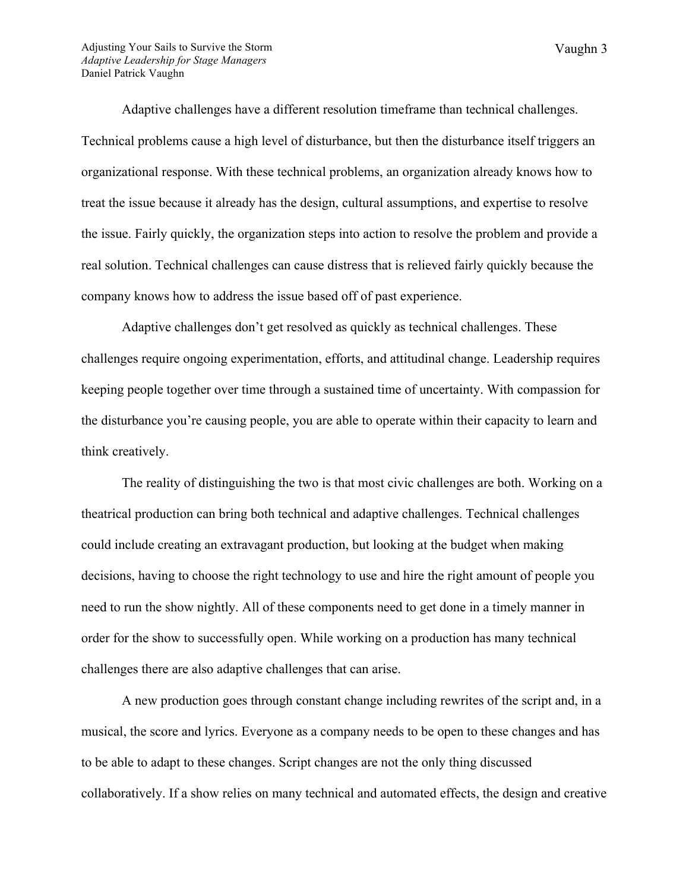Adaptive challenges have a different resolution timeframe than technical challenges. Technical problems cause a high level of disturbance, but then the disturbance itself triggers an organizational response. With these technical problems, an organization already knows how to treat the issue because it already has the design, cultural assumptions, and expertise to resolve the issue. Fairly quickly, the organization steps into action to resolve the problem and provide a real solution. Technical challenges can cause distress that is relieved fairly quickly because the company knows how to address the issue based off of past experience.

Adaptive challenges don't get resolved as quickly as technical challenges. These challenges require ongoing experimentation, efforts, and attitudinal change. Leadership requires keeping people together over time through a sustained time of uncertainty. With compassion for the disturbance you're causing people, you are able to operate within their capacity to learn and think creatively.

The reality of distinguishing the two is that most civic challenges are both. Working on a theatrical production can bring both technical and adaptive challenges. Technical challenges could include creating an extravagant production, but looking at the budget when making decisions, having to choose the right technology to use and hire the right amount of people you need to run the show nightly. All of these components need to get done in a timely manner in order for the show to successfully open. While working on a production has many technical challenges there are also adaptive challenges that can arise.

A new production goes through constant change including rewrites of the script and, in a musical, the score and lyrics. Everyone as a company needs to be open to these changes and has to be able to adapt to these changes. Script changes are not the only thing discussed collaboratively. If a show relies on many technical and automated effects, the design and creative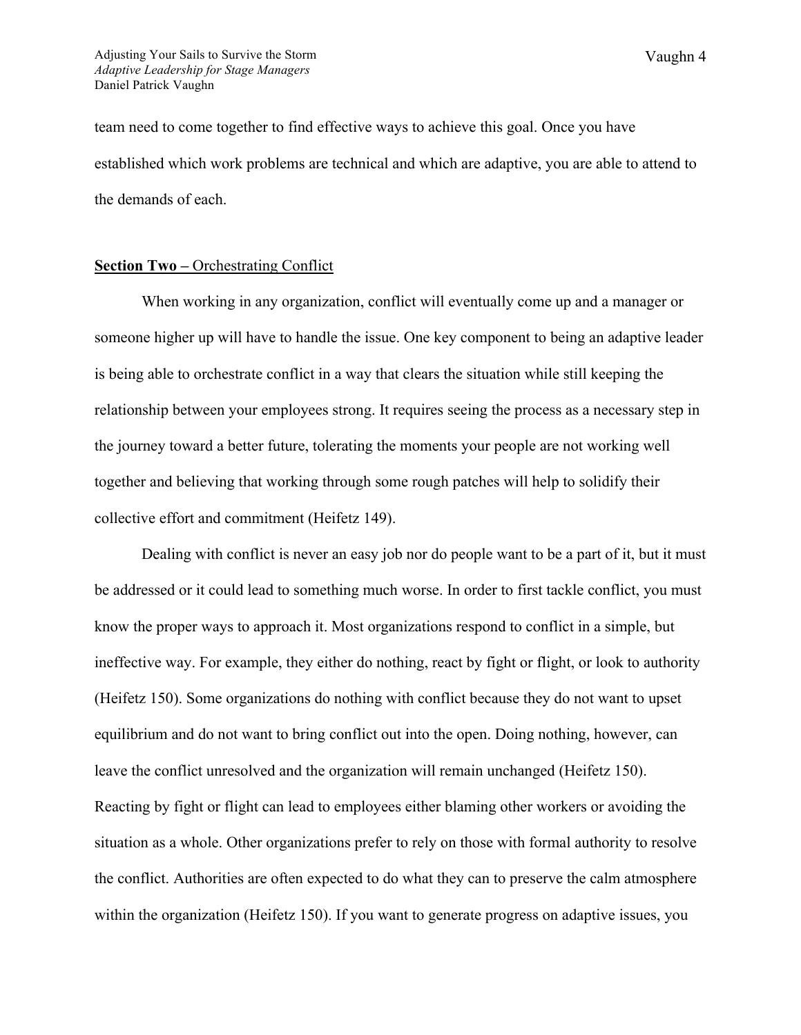team need to come together to find effective ways to achieve this goal. Once you have established which work problems are technical and which are adaptive, you are able to attend to the demands of each.

**Section Two –** Orchestrating Conflict

When working in any organization, conflict will eventually come up and a manager or someone higher up will have to handle the issue. One key component to being an adaptive leader is being able to orchestrate conflict in a way that clears the situation while still keeping the relationship between your employees strong. It requires seeing the process as a necessary step in the journey toward a better future, tolerating the moments your people are not working well together and believing that working through some rough patches will help to solidify their collective effort and commitment (Heifetz 149).

Dealing with conflict is never an easy job nor do people want to be a part of it, but it must be addressed or it could lead to something much worse. In order to first tackle conflict, you must know the proper ways to approach it. Most organizations respond to conflict in a simple, but ineffective way. For example, they either do nothing, react by fight or flight, or look to authority (Heifetz 150). Some organizations do nothing with conflict because they do not want to upset equilibrium and do not want to bring conflict out into the open. Doing nothing, however, can leave the conflict unresolved and the organization will remain unchanged (Heifetz 150). Reacting by fight or flight can lead to employees either blaming other workers or avoiding the situation as a whole. Other organizations prefer to rely on those with formal authority to resolve the conflict. Authorities are often expected to do what they can to preserve the calm atmosphere within the organization (Heifetz 150). If you want to generate progress on adaptive issues, you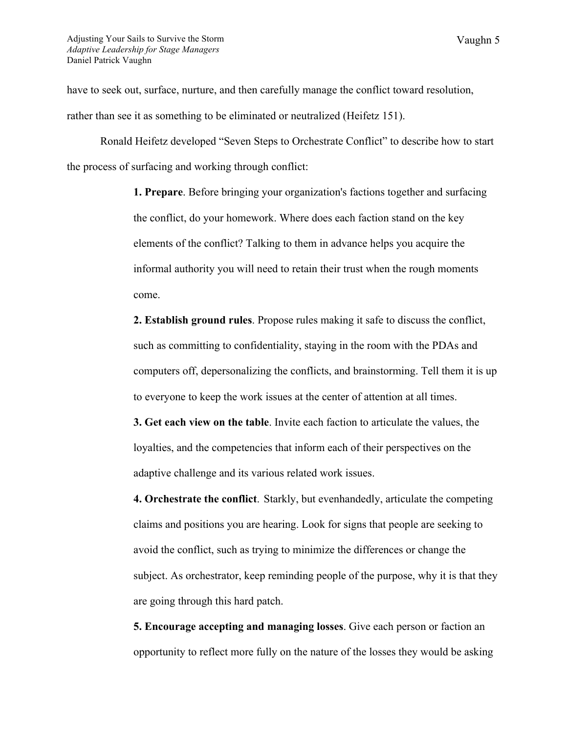have to seek out, surface, nurture, and then carefully manage the conflict toward resolution, rather than see it as something to be eliminated or neutralized (Heifetz 151).

Ronald Heifetz developed "Seven Steps to Orchestrate Conflict" to describe how to start the process of surfacing and working through conflict:

> **1. Prepare**. Before bringing your organization's factions together and surfacing the conflict, do your homework. Where does each faction stand on the key elements of the conflict? Talking to them in advance helps you acquire the informal authority you will need to retain their trust when the rough moments come.
>
> **2. Establish ground rules**. Propose rules making it safe to discuss the conflict, such as committing to confidentiality, staying in the room with the PDAs and computers off, depersonalizing the conflicts, and brainstorming. Tell them it is up to everyone to keep the work issues at the center of attention at all times.
>
> **3. Get each view on the table**. Invite each faction to articulate the values, the loyalties, and the competencies that inform each of their perspectives on the adaptive challenge and its various related work issues.
>
> **4. Orchestrate the conflict**. Starkly, but evenhandedly, articulate the competing claims and positions you are hearing. Look for signs that people are seeking to avoid the conflict, such as trying to minimize the differences or change the subject. As orchestrator, keep reminding people of the purpose, why it is that they are going through this hard patch.
>
> **5. Encourage accepting and managing losses**. Give each person or faction an opportunity to reflect more fully on the nature of the losses they would be asking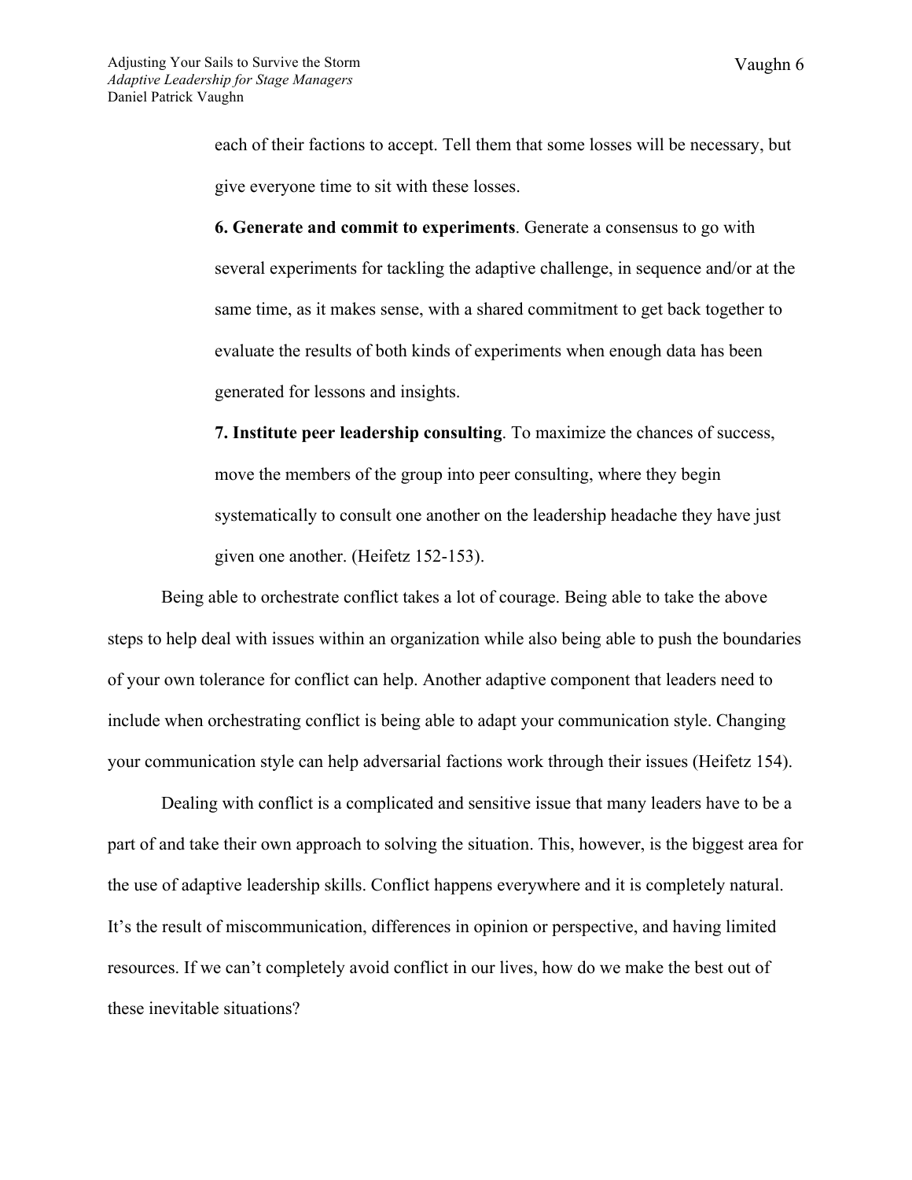> each of their factions to accept. Tell them that some losses will be necessary, but give everyone time to sit with these losses.
>
> **6. Generate and commit to experiments**. Generate a consensus to go with several experiments for tackling the adaptive challenge, in sequence and/or at the same time, as it makes sense, with a shared commitment to get back together to evaluate the results of both kinds of experiments when enough data has been generated for lessons and insights.
>
> **7. Institute peer leadership consulting**. To maximize the chances of success, move the members of the group into peer consulting, where they begin systematically to consult one another on the leadership headache they have just given one another. (Heifetz 152-153).

Being able to orchestrate conflict takes a lot of courage. Being able to take the above steps to help deal with issues within an organization while also being able to push the boundaries of your own tolerance for conflict can help. Another adaptive component that leaders need to include when orchestrating conflict is being able to adapt your communication style. Changing your communication style can help adversarial factions work through their issues (Heifetz 154).

Dealing with conflict is a complicated and sensitive issue that many leaders have to be a part of and take their own approach to solving the situation. This, however, is the biggest area for the use of adaptive leadership skills. Conflict happens everywhere and it is completely natural. It's the result of miscommunication, differences in opinion or perspective, and having limited resources. If we can't completely avoid conflict in our lives, how do we make the best out of these inevitable situations?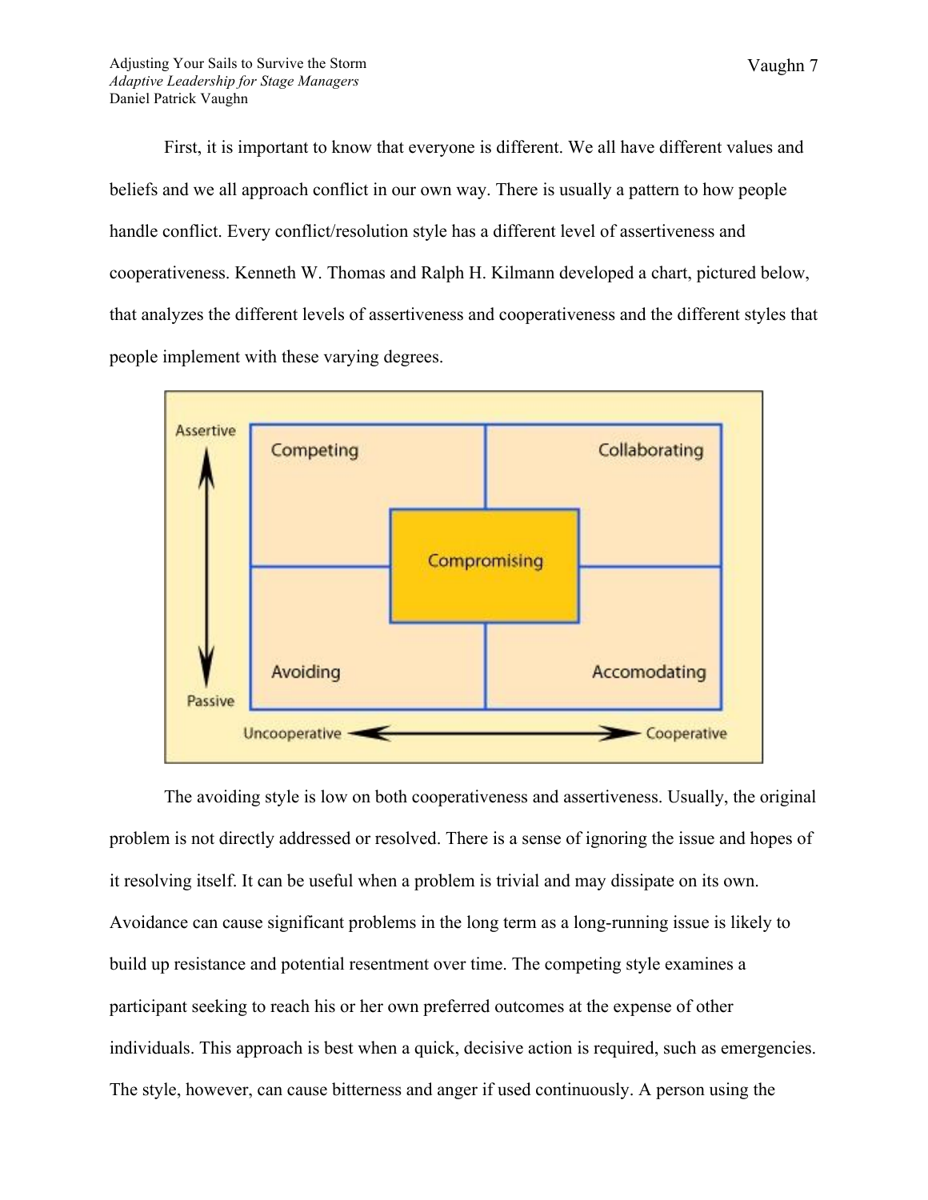First, it is important to know that everyone is different. We all have different values and beliefs and we all approach conflict in our own way. There is usually a pattern to how people handle conflict. Every conflict/resolution style has a different level of assertiveness and cooperativeness. Kenneth W. Thomas and Ralph H. Kilmann developed a chart, pictured below, that analyzes the different levels of assertiveness and cooperativeness and the different styles that people implement with these varying degrees.

The avoiding style is low on both cooperativeness and assertiveness. Usually, the original problem is not directly addressed or resolved. There is a sense of ignoring the issue and hopes of it resolving itself. It can be useful when a problem is trivial and may dissipate on its own. Avoidance can cause significant problems in the long term as a long-running issue is likely to build up resistance and potential resentment over time. The competing style examines a participant seeking to reach his or her own preferred outcomes at the expense of other individuals. This approach is best when a quick, decisive action is required, such as emergencies. The style, however, can cause bitterness and anger if used continuously. A person using the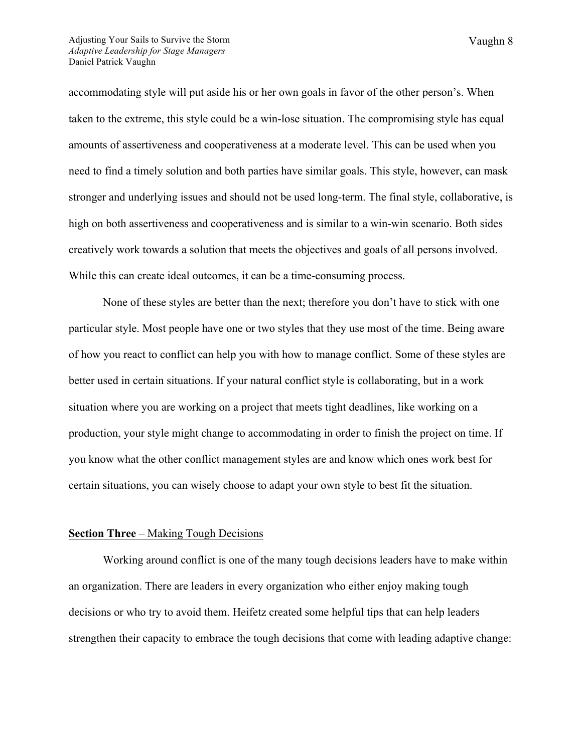accommodating style will put aside his or her own goals in favor of the other person's. When taken to the extreme, this style could be a win-lose situation. The compromising style has equal amounts of assertiveness and cooperativeness at a moderate level. This can be used when you need to find a timely solution and both parties have similar goals. This style, however, can mask stronger and underlying issues and should not be used long-term. The final style, collaborative, is high on both assertiveness and cooperativeness and is similar to a win-win scenario. Both sides creatively work towards a solution that meets the objectives and goals of all persons involved. While this can create ideal outcomes, it can be a time-consuming process.

None of these styles are better than the next; therefore you don't have to stick with one particular style. Most people have one or two styles that they use most of the time. Being aware of how you react to conflict can help you with how to manage conflict. Some of these styles are better used in certain situations. If your natural conflict style is collaborating, but in a work situation where you are working on a project that meets tight deadlines, like working on a production, your style might change to accommodating in order to finish the project on time. If you know what the other conflict management styles are and know which ones work best for certain situations, you can wisely choose to adapt your own style to best fit the situation.

## **Section Three** – Making Tough Decisions

Working around conflict is one of the many tough decisions leaders have to make within an organization. There are leaders in every organization who either enjoy making tough decisions or who try to avoid them. Heifetz created some helpful tips that can help leaders strengthen their capacity to embrace the tough decisions that come with leading adaptive change: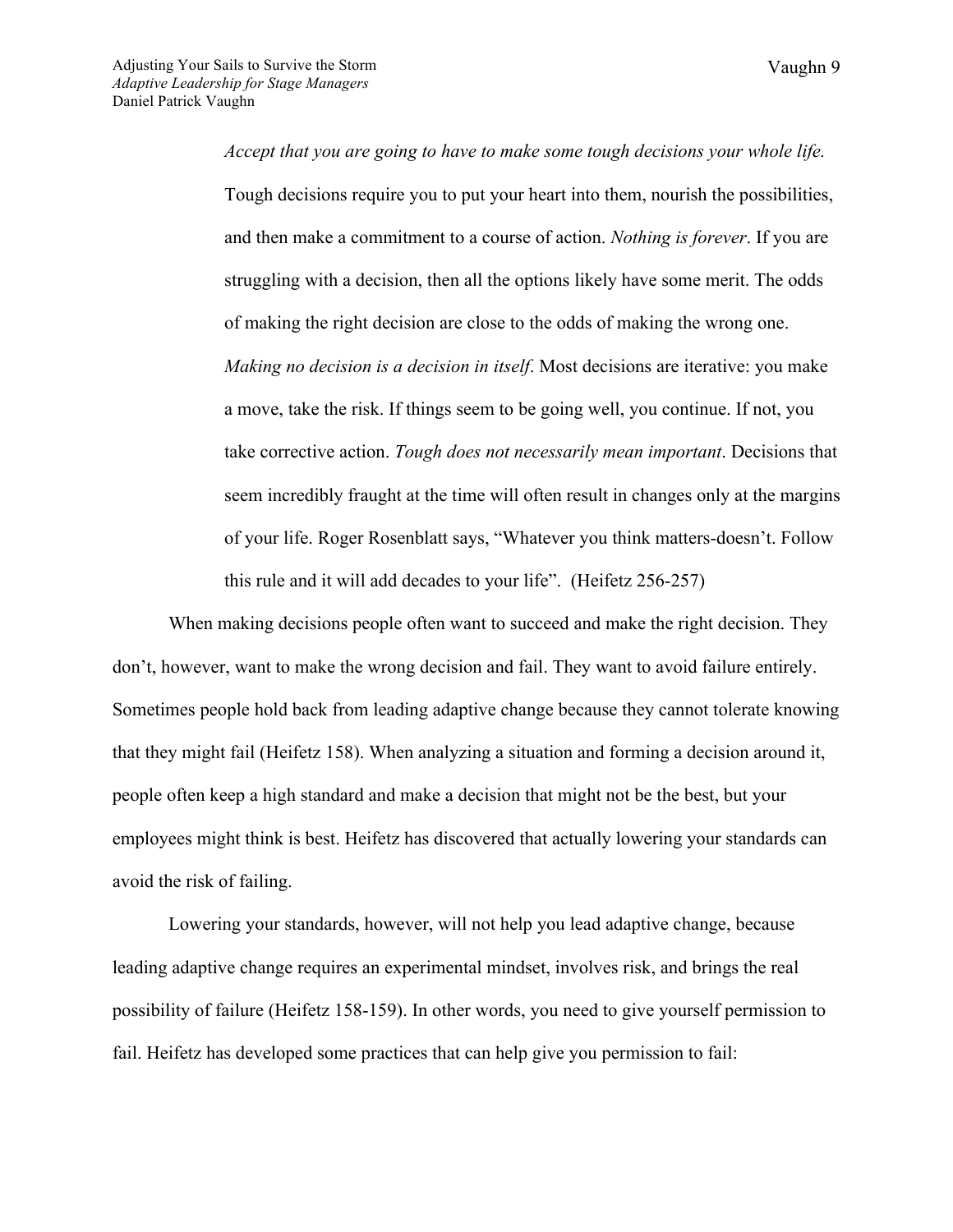> *Accept that you are going to have to make some tough decisions your whole life.* Tough decisions require you to put your heart into them, nourish the possibilities, and then make a commitment to a course of action. *Nothing is forever*. If you are struggling with a decision, then all the options likely have some merit. The odds of making the right decision are close to the odds of making the wrong one. *Making no decision is a decision in itself*. Most decisions are iterative: you make a move, take the risk. If things seem to be going well, you continue. If not, you take corrective action. *Tough does not necessarily mean important*. Decisions that seem incredibly fraught at the time will often result in changes only at the margins of your life. Roger Rosenblatt says, "Whatever you think matters-doesn't. Follow this rule and it will add decades to your life". (Heifetz 256-257)

When making decisions people often want to succeed and make the right decision. They don't, however, want to make the wrong decision and fail. They want to avoid failure entirely. Sometimes people hold back from leading adaptive change because they cannot tolerate knowing that they might fail (Heifetz 158). When analyzing a situation and forming a decision around it, people often keep a high standard and make a decision that might not be the best, but your employees might think is best. Heifetz has discovered that actually lowering your standards can avoid the risk of failing.

Lowering your standards, however, will not help you lead adaptive change, because leading adaptive change requires an experimental mindset, involves risk, and brings the real possibility of failure (Heifetz 158-159). In other words, you need to give yourself permission to fail. Heifetz has developed some practices that can help give you permission to fail: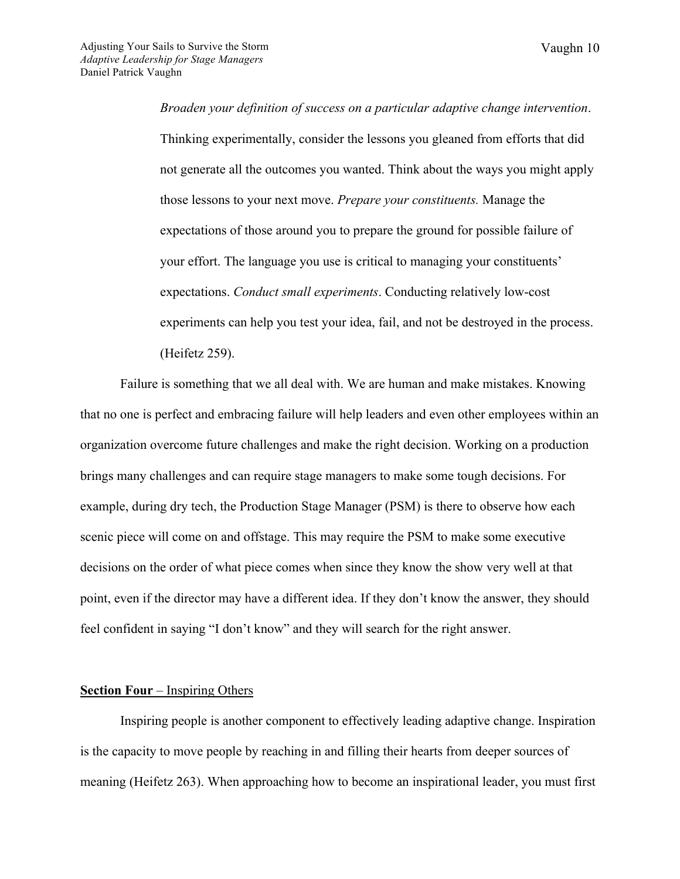> *Broaden your definition of success on a particular adaptive change intervention*. Thinking experimentally, consider the lessons you gleaned from efforts that did not generate all the outcomes you wanted. Think about the ways you might apply those lessons to your next move. *Prepare your constituents.* Manage the expectations of those around you to prepare the ground for possible failure of your effort. The language you use is critical to managing your constituents' expectations. *Conduct small experiments*. Conducting relatively low-cost experiments can help you test your idea, fail, and not be destroyed in the process. (Heifetz 259).

Failure is something that we all deal with. We are human and make mistakes. Knowing that no one is perfect and embracing failure will help leaders and even other employees within an organization overcome future challenges and make the right decision. Working on a production brings many challenges and can require stage managers to make some tough decisions. For example, during dry tech, the Production Stage Manager (PSM) is there to observe how each scenic piece will come on and offstage. This may require the PSM to make some executive decisions on the order of what piece comes when since they know the show very well at that point, even if the director may have a different idea. If they don't know the answer, they should feel confident in saying "I don't know" and they will search for the right answer.

## **Section Four** – Inspiring Others

Inspiring people is another component to effectively leading adaptive change. Inspiration is the capacity to move people by reaching in and filling their hearts from deeper sources of meaning (Heifetz 263). When approaching how to become an inspirational leader, you must first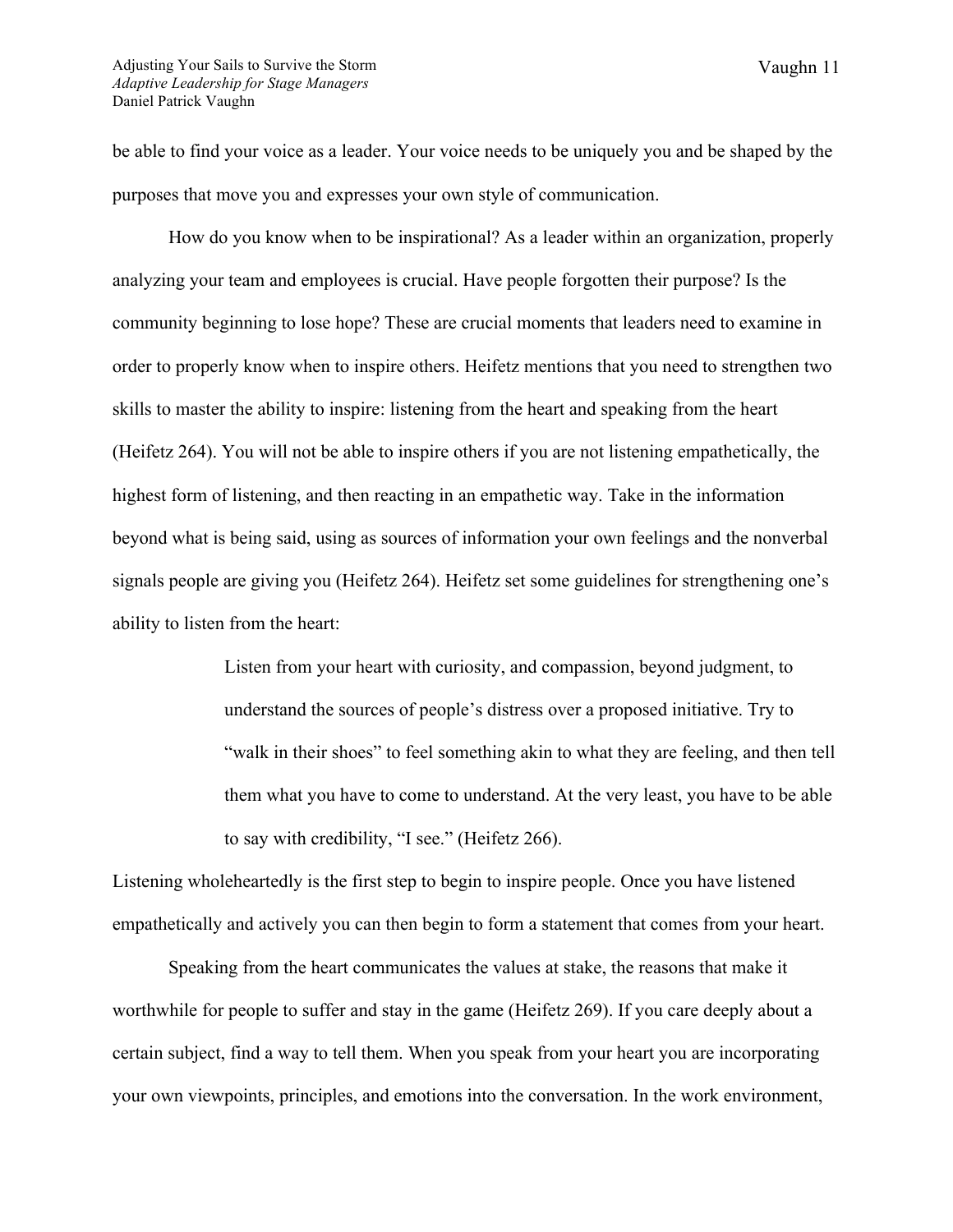be able to find your voice as a leader. Your voice needs to be uniquely you and be shaped by the purposes that move you and expresses your own style of communication.

How do you know when to be inspirational? As a leader within an organization, properly analyzing your team and employees is crucial. Have people forgotten their purpose? Is the community beginning to lose hope? These are crucial moments that leaders need to examine in order to properly know when to inspire others. Heifetz mentions that you need to strengthen two skills to master the ability to inspire: listening from the heart and speaking from the heart (Heifetz 264). You will not be able to inspire others if you are not listening empathetically, the highest form of listening, and then reacting in an empathetic way. Take in the information beyond what is being said, using as sources of information your own feelings and the nonverbal signals people are giving you (Heifetz 264). Heifetz set some guidelines for strengthening one's ability to listen from the heart:

> Listen from your heart with curiosity, and compassion, beyond judgment, to understand the sources of people's distress over a proposed initiative. Try to "walk in their shoes" to feel something akin to what they are feeling, and then tell them what you have to come to understand. At the very least, you have to be able to say with credibility, "I see." (Heifetz 266).

Listening wholeheartedly is the first step to begin to inspire people. Once you have listened empathetically and actively you can then begin to form a statement that comes from your heart.

Speaking from the heart communicates the values at stake, the reasons that make it worthwhile for people to suffer and stay in the game (Heifetz 269). If you care deeply about a certain subject, find a way to tell them. When you speak from your heart you are incorporating your own viewpoints, principles, and emotions into the conversation. In the work environment,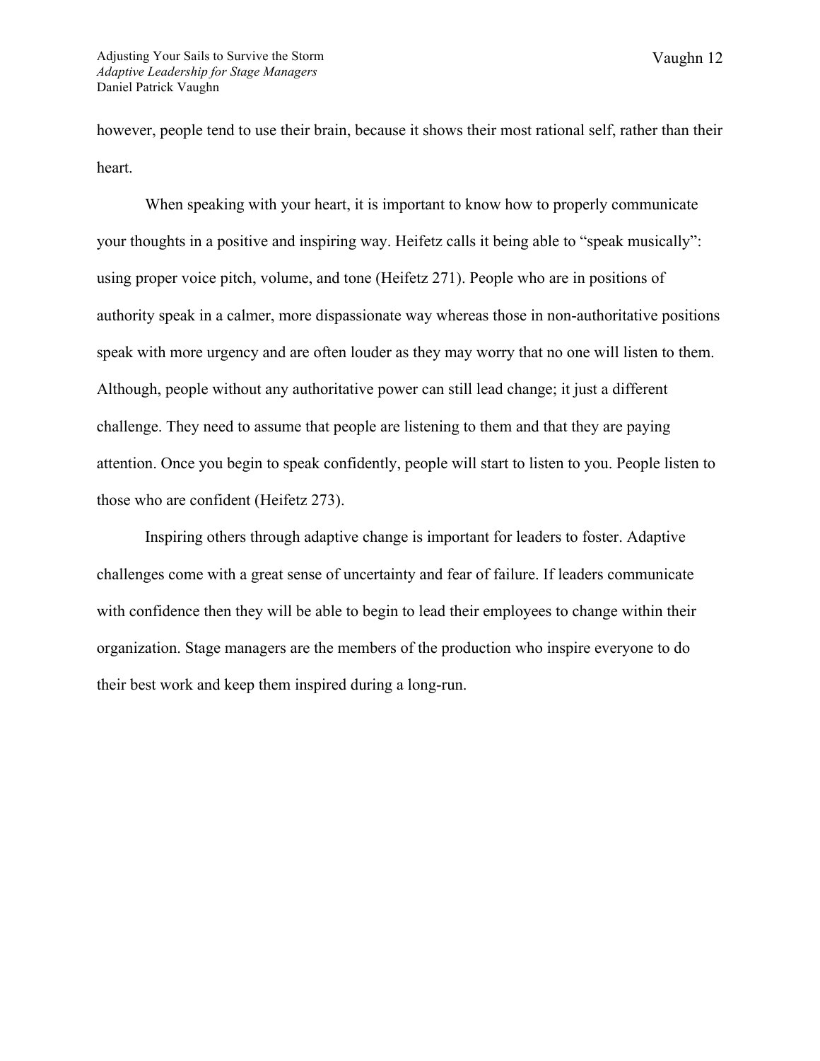however, people tend to use their brain, because it shows their most rational self, rather than their heart.

When speaking with your heart, it is important to know how to properly communicate your thoughts in a positive and inspiring way. Heifetz calls it being able to "speak musically": using proper voice pitch, volume, and tone (Heifetz 271). People who are in positions of authority speak in a calmer, more dispassionate way whereas those in non-authoritative positions speak with more urgency and are often louder as they may worry that no one will listen to them. Although, people without any authoritative power can still lead change; it just a different challenge. They need to assume that people are listening to them and that they are paying attention. Once you begin to speak confidently, people will start to listen to you. People listen to those who are confident (Heifetz 273).

Inspiring others through adaptive change is important for leaders to foster. Adaptive challenges come with a great sense of uncertainty and fear of failure. If leaders communicate with confidence then they will be able to begin to lead their employees to change within their organization. Stage managers are the members of the production who inspire everyone to do their best work and keep them inspired during a long-run.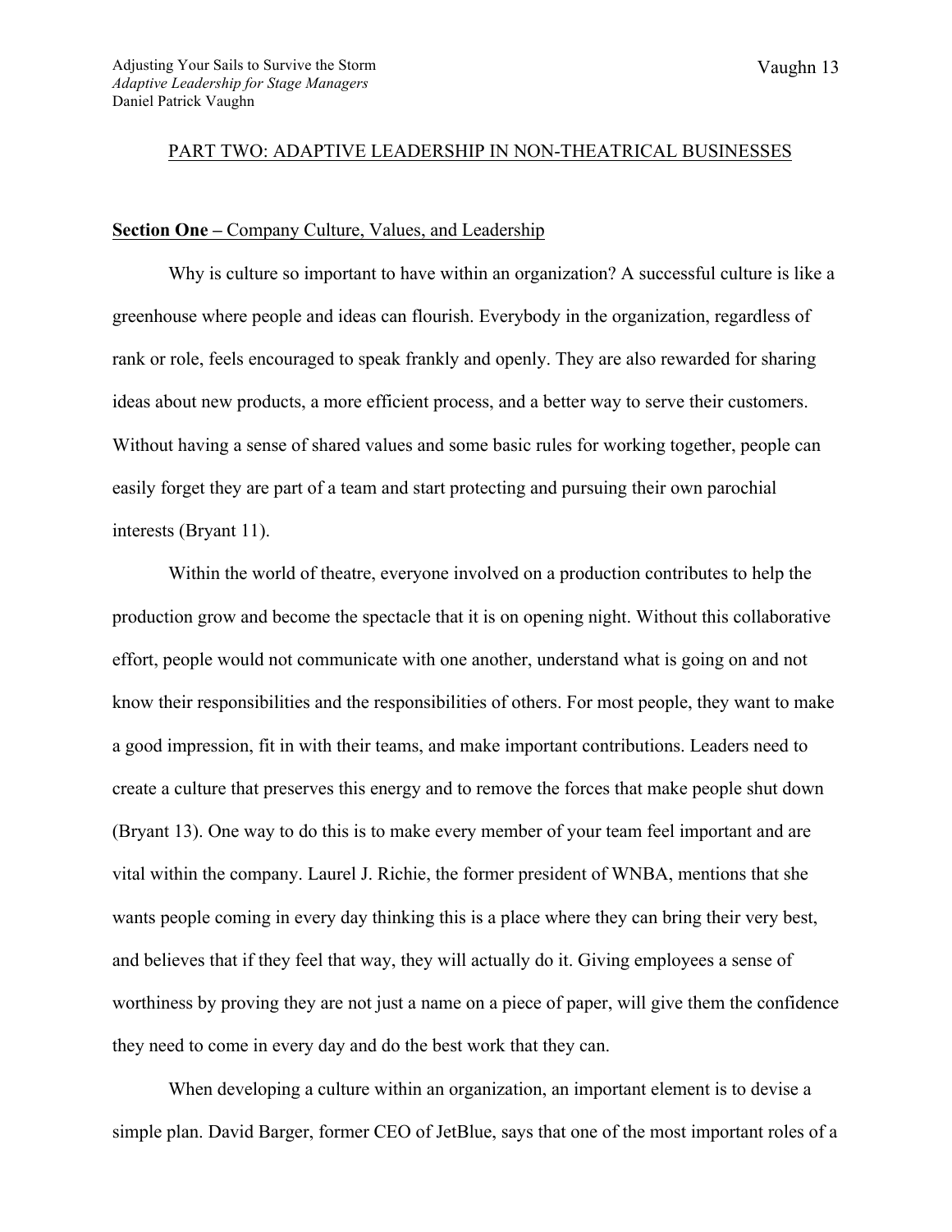## PART TWO: ADAPTIVE LEADERSHIP IN NON-THEATRICAL BUSINESSES

### **Section One –** Company Culture, Values, and Leadership

Why is culture so important to have within an organization? A successful culture is like a greenhouse where people and ideas can flourish. Everybody in the organization, regardless of rank or role, feels encouraged to speak frankly and openly. They are also rewarded for sharing ideas about new products, a more efficient process, and a better way to serve their customers. Without having a sense of shared values and some basic rules for working together, people can easily forget they are part of a team and start protecting and pursuing their own parochial interests (Bryant 11).

Within the world of theatre, everyone involved on a production contributes to help the production grow and become the spectacle that it is on opening night. Without this collaborative effort, people would not communicate with one another, understand what is going on and not know their responsibilities and the responsibilities of others. For most people, they want to make a good impression, fit in with their teams, and make important contributions. Leaders need to create a culture that preserves this energy and to remove the forces that make people shut down (Bryant 13). One way to do this is to make every member of your team feel important and are vital within the company. Laurel J. Richie, the former president of WNBA, mentions that she wants people coming in every day thinking this is a place where they can bring their very best, and believes that if they feel that way, they will actually do it. Giving employees a sense of worthiness by proving they are not just a name on a piece of paper, will give them the confidence they need to come in every day and do the best work that they can.

When developing a culture within an organization, an important element is to devise a simple plan. David Barger, former CEO of JetBlue, says that one of the most important roles of a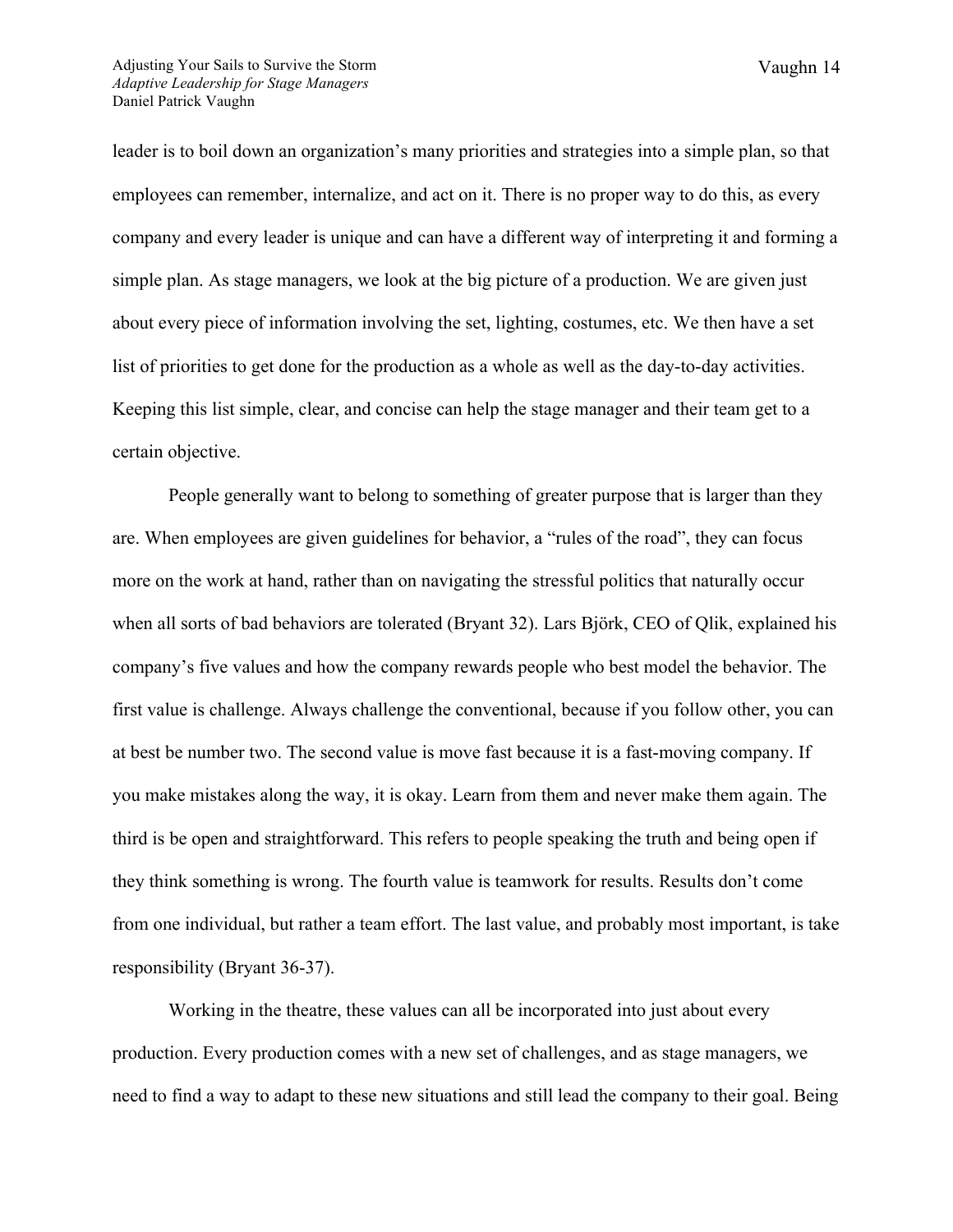leader is to boil down an organization's many priorities and strategies into a simple plan, so that employees can remember, internalize, and act on it. There is no proper way to do this, as every company and every leader is unique and can have a different way of interpreting it and forming a simple plan. As stage managers, we look at the big picture of a production. We are given just about every piece of information involving the set, lighting, costumes, etc. We then have a set list of priorities to get done for the production as a whole as well as the day-to-day activities. Keeping this list simple, clear, and concise can help the stage manager and their team get to a certain objective.

People generally want to belong to something of greater purpose that is larger than they are. When employees are given guidelines for behavior, a "rules of the road", they can focus more on the work at hand, rather than on navigating the stressful politics that naturally occur when all sorts of bad behaviors are tolerated (Bryant 32). Lars Björk, CEO of Qlik, explained his company's five values and how the company rewards people who best model the behavior. The first value is challenge. Always challenge the conventional, because if you follow other, you can at best be number two. The second value is move fast because it is a fast-moving company. If you make mistakes along the way, it is okay. Learn from them and never make them again. The third is be open and straightforward. This refers to people speaking the truth and being open if they think something is wrong. The fourth value is teamwork for results. Results don't come from one individual, but rather a team effort. The last value, and probably most important, is take responsibility (Bryant 36-37).

Working in the theatre, these values can all be incorporated into just about every production. Every production comes with a new set of challenges, and as stage managers, we need to find a way to adapt to these new situations and still lead the company to their goal. Being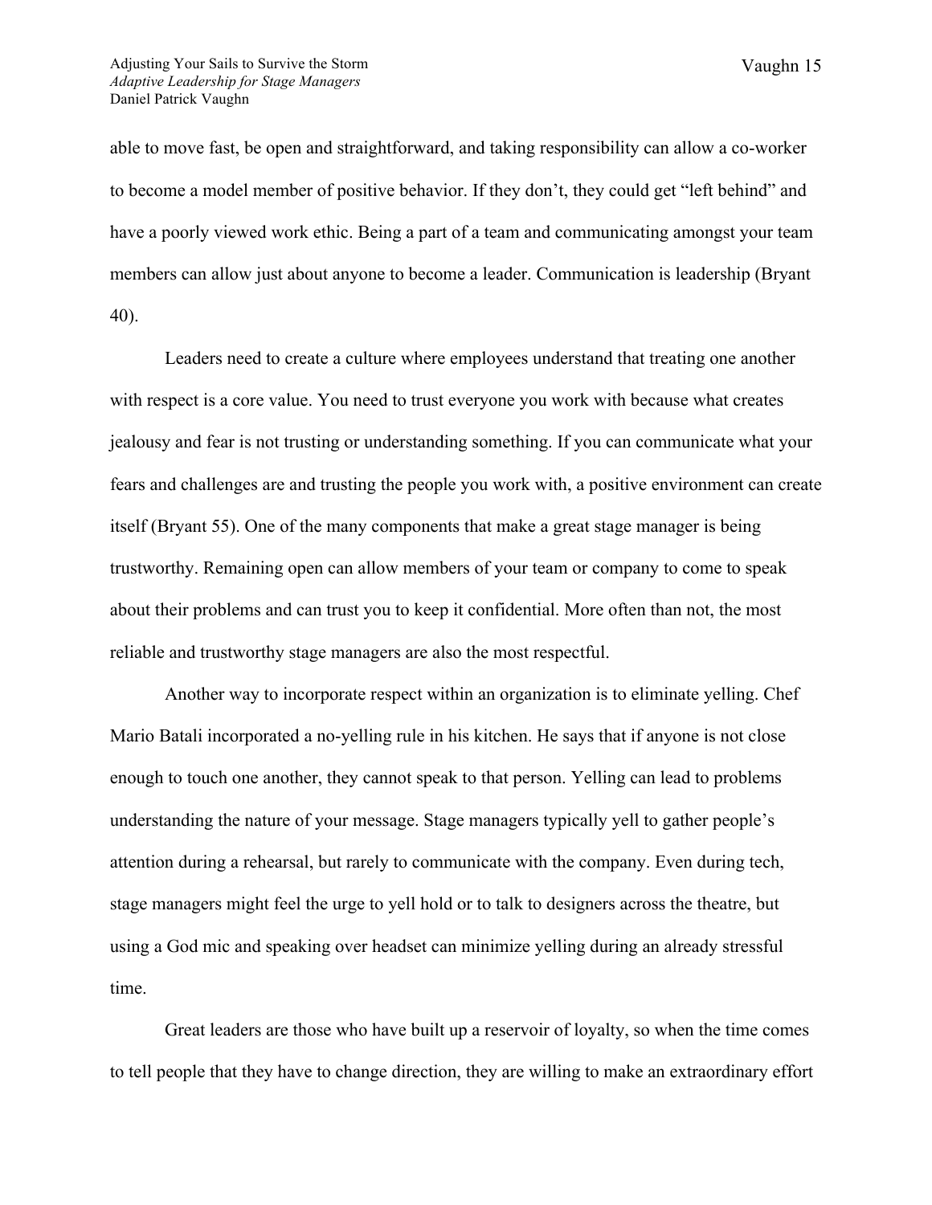able to move fast, be open and straightforward, and taking responsibility can allow a co-worker to become a model member of positive behavior. If they don't, they could get "left behind" and have a poorly viewed work ethic. Being a part of a team and communicating amongst your team members can allow just about anyone to become a leader. Communication is leadership (Bryant 40).

Leaders need to create a culture where employees understand that treating one another with respect is a core value. You need to trust everyone you work with because what creates jealousy and fear is not trusting or understanding something. If you can communicate what your fears and challenges are and trusting the people you work with, a positive environment can create itself (Bryant 55). One of the many components that make a great stage manager is being trustworthy. Remaining open can allow members of your team or company to come to speak about their problems and can trust you to keep it confidential. More often than not, the most reliable and trustworthy stage managers are also the most respectful.

Another way to incorporate respect within an organization is to eliminate yelling. Chef Mario Batali incorporated a no-yelling rule in his kitchen. He says that if anyone is not close enough to touch one another, they cannot speak to that person. Yelling can lead to problems understanding the nature of your message. Stage managers typically yell to gather people's attention during a rehearsal, but rarely to communicate with the company. Even during tech, stage managers might feel the urge to yell hold or to talk to designers across the theatre, but using a God mic and speaking over headset can minimize yelling during an already stressful time.

Great leaders are those who have built up a reservoir of loyalty, so when the time comes to tell people that they have to change direction, they are willing to make an extraordinary effort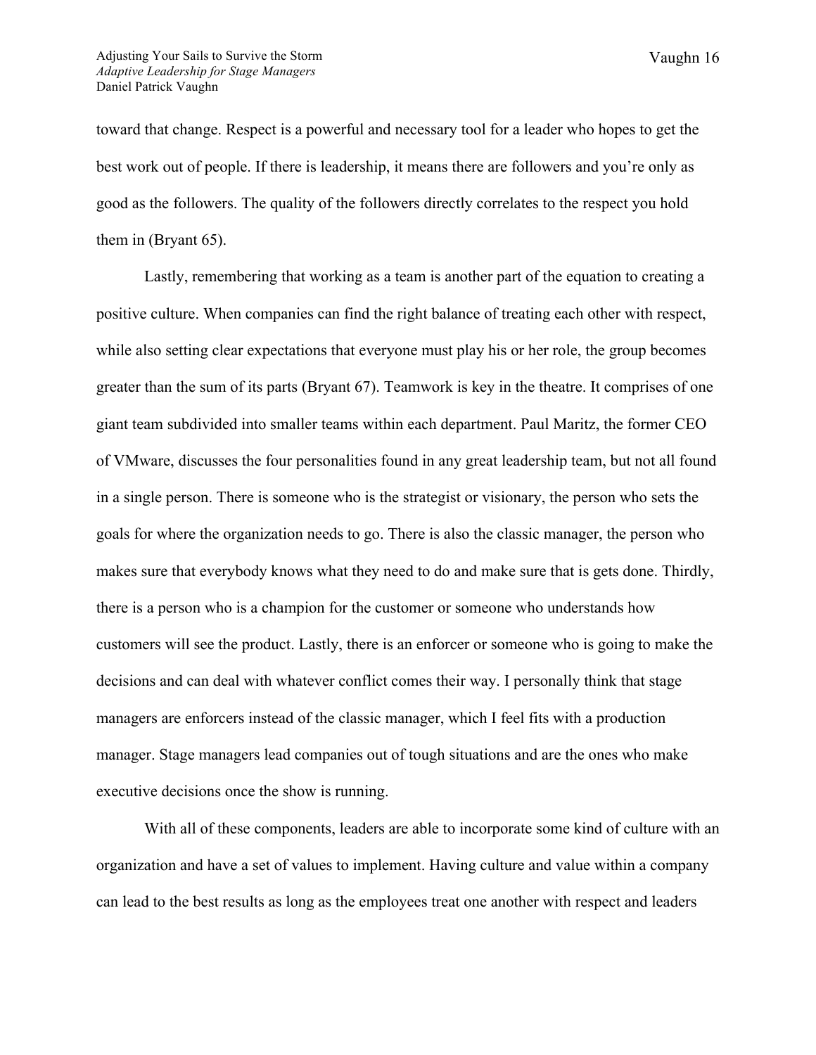toward that change. Respect is a powerful and necessary tool for a leader who hopes to get the best work out of people. If there is leadership, it means there are followers and you're only as good as the followers. The quality of the followers directly correlates to the respect you hold them in (Bryant 65).

Lastly, remembering that working as a team is another part of the equation to creating a positive culture. When companies can find the right balance of treating each other with respect, while also setting clear expectations that everyone must play his or her role, the group becomes greater than the sum of its parts (Bryant 67). Teamwork is key in the theatre. It comprises of one giant team subdivided into smaller teams within each department. Paul Maritz, the former CEO of VMware, discusses the four personalities found in any great leadership team, but not all found in a single person. There is someone who is the strategist or visionary, the person who sets the goals for where the organization needs to go. There is also the classic manager, the person who makes sure that everybody knows what they need to do and make sure that is gets done. Thirdly, there is a person who is a champion for the customer or someone who understands how customers will see the product. Lastly, there is an enforcer or someone who is going to make the decisions and can deal with whatever conflict comes their way. I personally think that stage managers are enforcers instead of the classic manager, which I feel fits with a production manager. Stage managers lead companies out of tough situations and are the ones who make executive decisions once the show is running.

With all of these components, leaders are able to incorporate some kind of culture with an organization and have a set of values to implement. Having culture and value within a company can lead to the best results as long as the employees treat one another with respect and leaders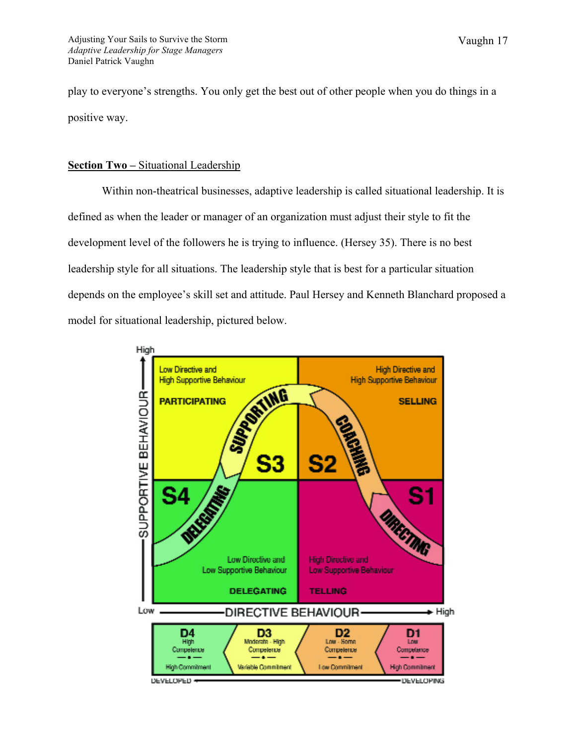play to everyone's strengths. You only get the best out of other people when you do things in a positive way.

**Section Two –** <u>Situational Leadership</u>

Within non-theatrical businesses, adaptive leadership is called situational leadership. It is defined as when the leader or manager of an organization must adjust their style to fit the development level of the followers he is trying to influence. (Hersey 35). There is no best leadership style for all situations. The leadership style that is best for a particular situation depends on the employee's skill set and attitude. Paul Hersey and Kenneth Blanchard proposed a model for situational leadership, pictured below.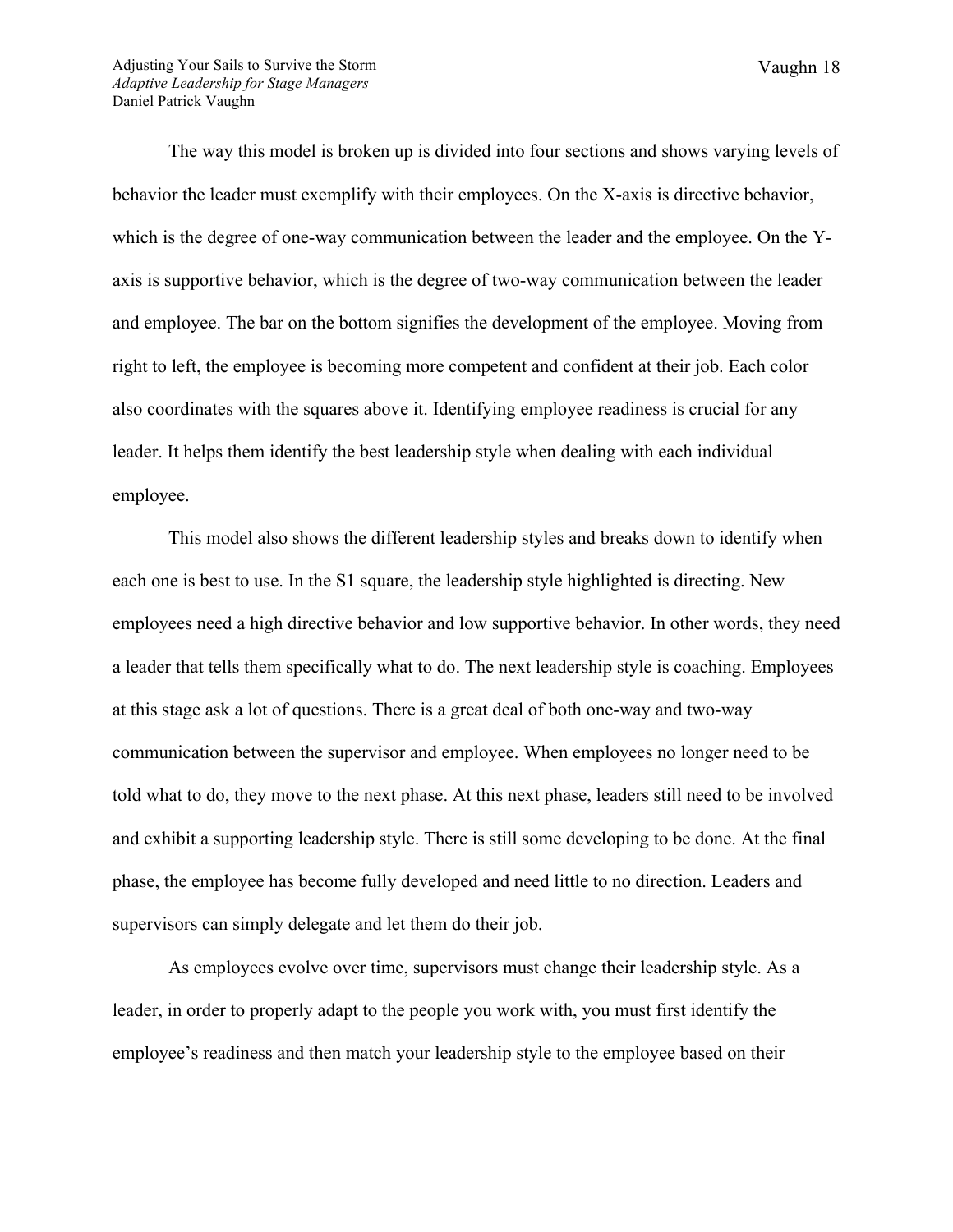The way this model is broken up is divided into four sections and shows varying levels of behavior the leader must exemplify with their employees. On the X-axis is directive behavior, which is the degree of one-way communication between the leader and the employee. On the Y-axis is supportive behavior, which is the degree of two-way communication between the leader and employee. The bar on the bottom signifies the development of the employee. Moving from right to left, the employee is becoming more competent and confident at their job. Each color also coordinates with the squares above it. Identifying employee readiness is crucial for any leader. It helps them identify the best leadership style when dealing with each individual employee.

This model also shows the different leadership styles and breaks down to identify when each one is best to use. In the S1 square, the leadership style highlighted is directing. New employees need a high directive behavior and low supportive behavior. In other words, they need a leader that tells them specifically what to do. The next leadership style is coaching. Employees at this stage ask a lot of questions. There is a great deal of both one-way and two-way communication between the supervisor and employee. When employees no longer need to be told what to do, they move to the next phase. At this next phase, leaders still need to be involved and exhibit a supporting leadership style. There is still some developing to be done. At the final phase, the employee has become fully developed and need little to no direction. Leaders and supervisors can simply delegate and let them do their job.

As employees evolve over time, supervisors must change their leadership style. As a leader, in order to properly adapt to the people you work with, you must first identify the employee's readiness and then match your leadership style to the employee based on their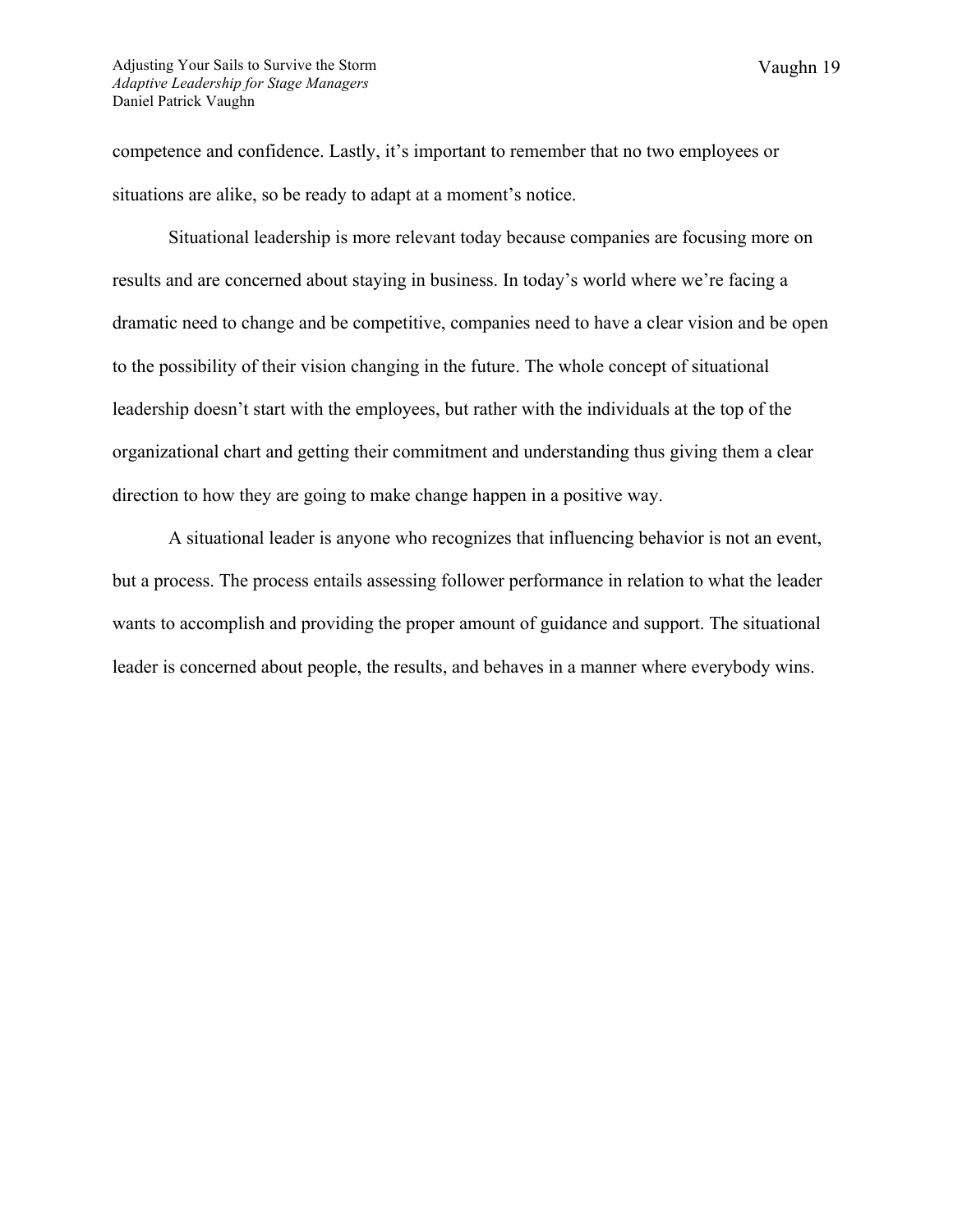competence and confidence. Lastly, it's important to remember that no two employees or situations are alike, so be ready to adapt at a moment's notice.

Situational leadership is more relevant today because companies are focusing more on results and are concerned about staying in business. In today's world where we're facing a dramatic need to change and be competitive, companies need to have a clear vision and be open to the possibility of their vision changing in the future. The whole concept of situational leadership doesn't start with the employees, but rather with the individuals at the top of the organizational chart and getting their commitment and understanding thus giving them a clear direction to how they are going to make change happen in a positive way.

A situational leader is anyone who recognizes that influencing behavior is not an event, but a process. The process entails assessing follower performance in relation to what the leader wants to accomplish and providing the proper amount of guidance and support. The situational leader is concerned about people, the results, and behaves in a manner where everybody wins.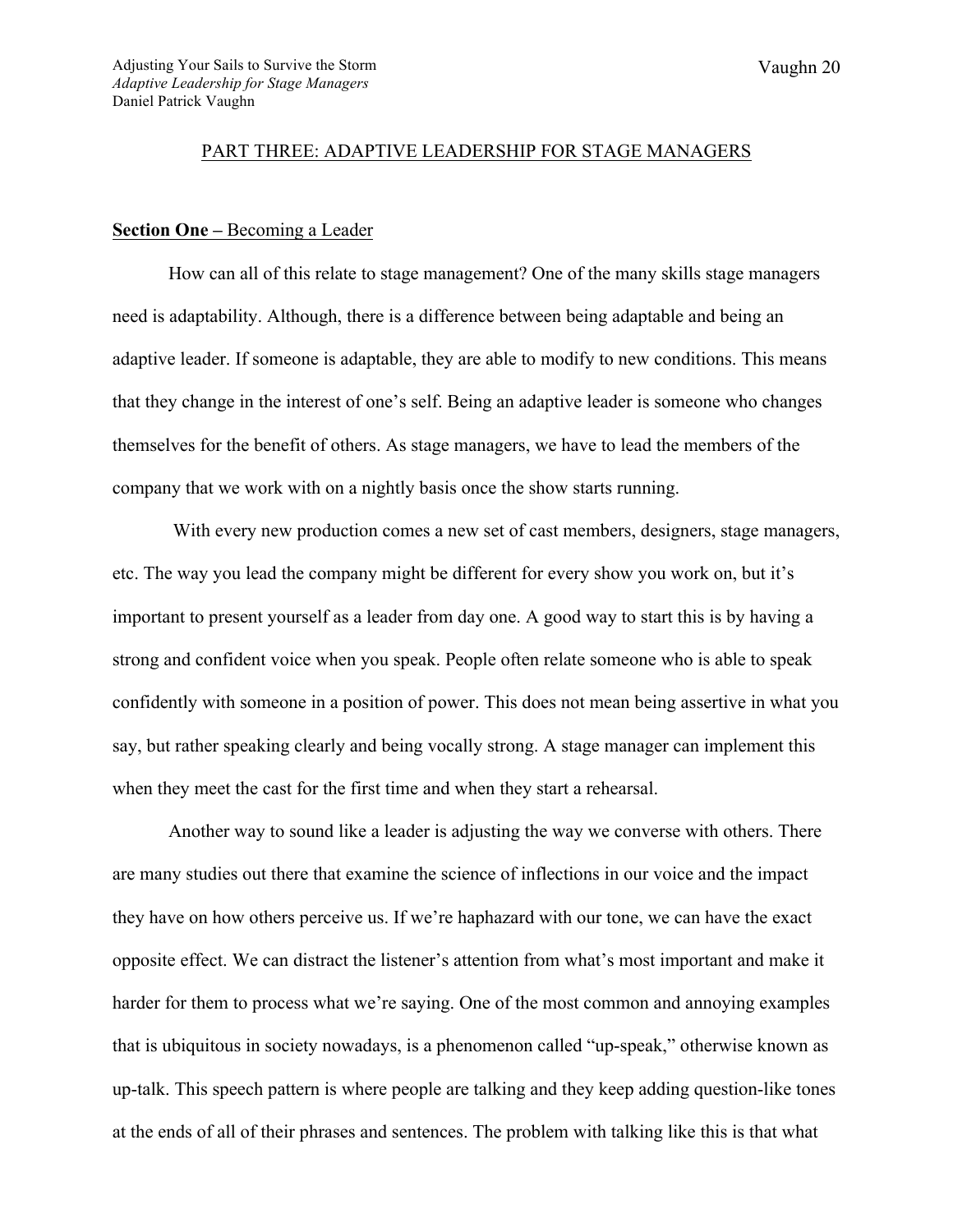## PART THREE: ADAPTIVE LEADERSHIP FOR STAGE MANAGERS

**Section One –** Becoming a Leader

How can all of this relate to stage management? One of the many skills stage managers need is adaptability. Although, there is a difference between being adaptable and being an adaptive leader. If someone is adaptable, they are able to modify to new conditions. This means that they change in the interest of one's self. Being an adaptive leader is someone who changes themselves for the benefit of others. As stage managers, we have to lead the members of the company that we work with on a nightly basis once the show starts running.

With every new production comes a new set of cast members, designers, stage managers, etc. The way you lead the company might be different for every show you work on, but it's important to present yourself as a leader from day one. A good way to start this is by having a strong and confident voice when you speak. People often relate someone who is able to speak confidently with someone in a position of power. This does not mean being assertive in what you say, but rather speaking clearly and being vocally strong. A stage manager can implement this when they meet the cast for the first time and when they start a rehearsal.

Another way to sound like a leader is adjusting the way we converse with others. There are many studies out there that examine the science of inflections in our voice and the impact they have on how others perceive us. If we're haphazard with our tone, we can have the exact opposite effect. We can distract the listener's attention from what's most important and make it harder for them to process what we're saying. One of the most common and annoying examples that is ubiquitous in society nowadays, is a phenomenon called "up-speak," otherwise known as up-talk. This speech pattern is where people are talking and they keep adding question-like tones at the ends of all of their phrases and sentences. The problem with talking like this is that what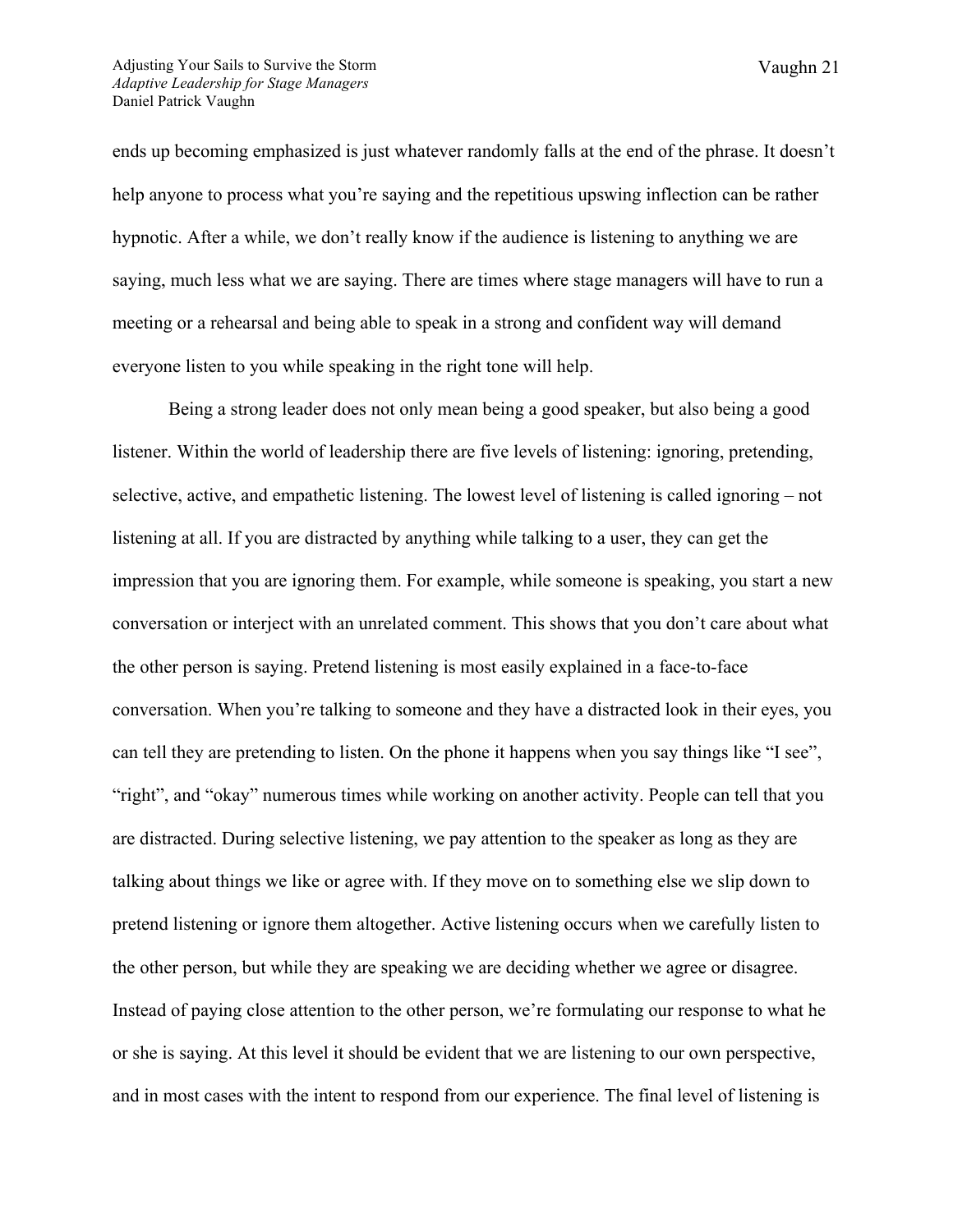ends up becoming emphasized is just whatever randomly falls at the end of the phrase. It doesn't help anyone to process what you're saying and the repetitious upswing inflection can be rather hypnotic. After a while, we don't really know if the audience is listening to anything we are saying, much less what we are saying. There are times where stage managers will have to run a meeting or a rehearsal and being able to speak in a strong and confident way will demand everyone listen to you while speaking in the right tone will help.

Being a strong leader does not only mean being a good speaker, but also being a good listener. Within the world of leadership there are five levels of listening: ignoring, pretending, selective, active, and empathetic listening. The lowest level of listening is called ignoring – not listening at all. If you are distracted by anything while talking to a user, they can get the impression that you are ignoring them. For example, while someone is speaking, you start a new conversation or interject with an unrelated comment. This shows that you don't care about what the other person is saying. Pretend listening is most easily explained in a face-to-face conversation. When you're talking to someone and they have a distracted look in their eyes, you can tell they are pretending to listen. On the phone it happens when you say things like "I see", "right", and "okay" numerous times while working on another activity. People can tell that you are distracted. During selective listening, we pay attention to the speaker as long as they are talking about things we like or agree with. If they move on to something else we slip down to pretend listening or ignore them altogether. Active listening occurs when we carefully listen to the other person, but while they are speaking we are deciding whether we agree or disagree. Instead of paying close attention to the other person, we're formulating our response to what he or she is saying. At this level it should be evident that we are listening to our own perspective, and in most cases with the intent to respond from our experience. The final level of listening is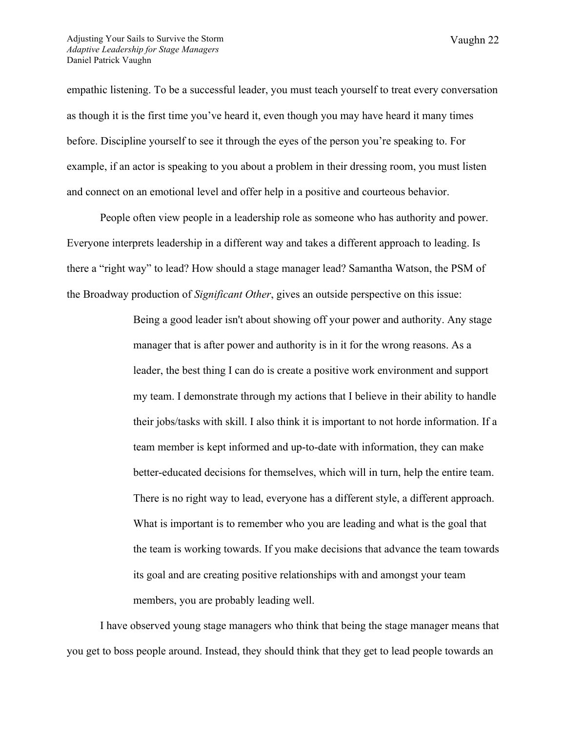empathic listening. To be a successful leader, you must teach yourself to treat every conversation as though it is the first time you've heard it, even though you may have heard it many times before. Discipline yourself to see it through the eyes of the person you're speaking to. For example, if an actor is speaking to you about a problem in their dressing room, you must listen and connect on an emotional level and offer help in a positive and courteous behavior.

People often view people in a leadership role as someone who has authority and power. Everyone interprets leadership in a different way and takes a different approach to leading. Is there a "right way" to lead? How should a stage manager lead? Samantha Watson, the PSM of the Broadway production of *Significant Other*, gives an outside perspective on this issue:

> Being a good leader isn't about showing off your power and authority. Any stage manager that is after power and authority is in it for the wrong reasons. As a leader, the best thing I can do is create a positive work environment and support my team. I demonstrate through my actions that I believe in their ability to handle their jobs/tasks with skill. I also think it is important to not horde information. If a team member is kept informed and up-to-date with information, they can make better-educated decisions for themselves, which will in turn, help the entire team. There is no right way to lead, everyone has a different style, a different approach. What is important is to remember who you are leading and what is the goal that the team is working towards. If you make decisions that advance the team towards its goal and are creating positive relationships with and amongst your team members, you are probably leading well.

I have observed young stage managers who think that being the stage manager means that you get to boss people around. Instead, they should think that they get to lead people towards an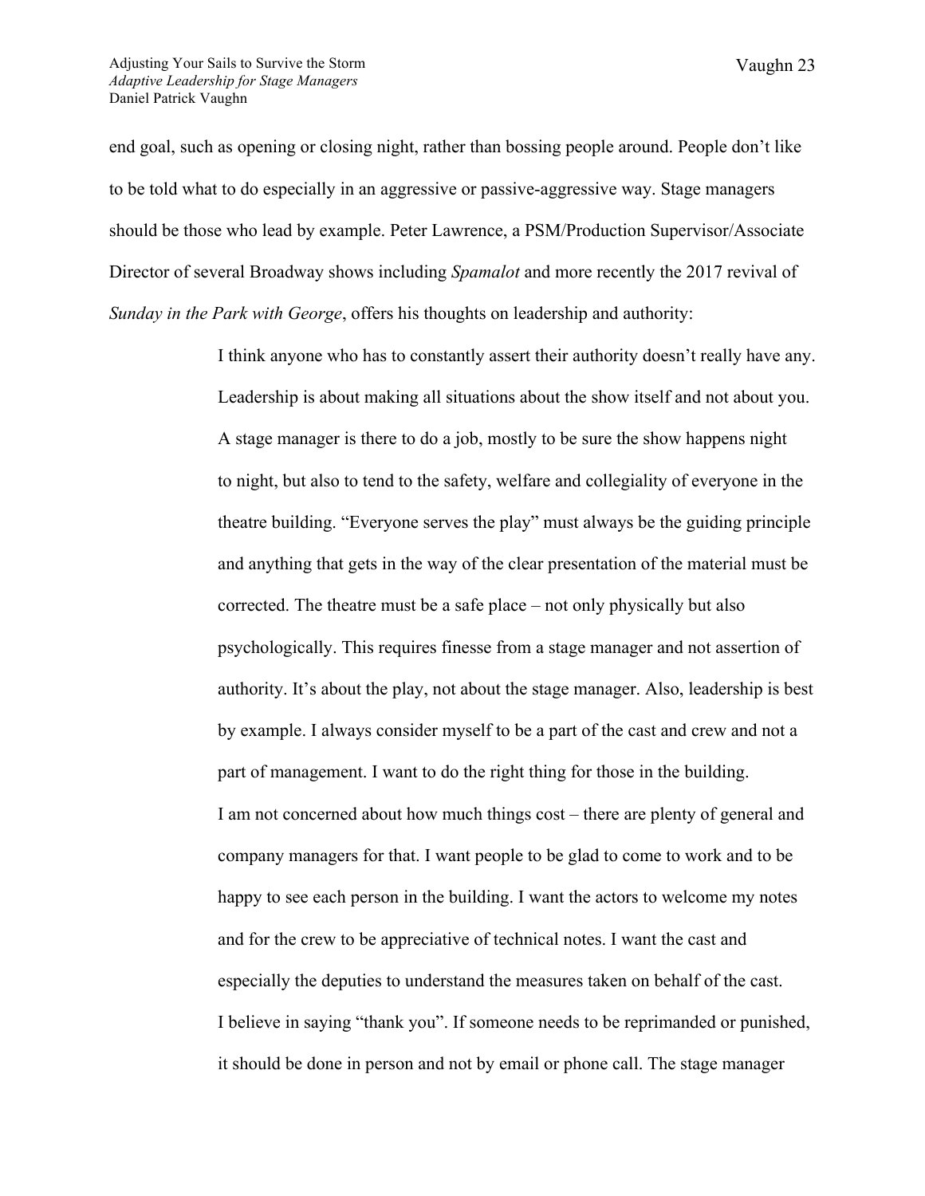end goal, such as opening or closing night, rather than bossing people around. People don't like to be told what to do especially in an aggressive or passive-aggressive way. Stage managers should be those who lead by example. Peter Lawrence, a PSM/Production Supervisor/Associate Director of several Broadway shows including *Spamalot* and more recently the 2017 revival of *Sunday in the Park with George*, offers his thoughts on leadership and authority:

> I think anyone who has to constantly assert their authority doesn't really have any. Leadership is about making all situations about the show itself and not about you. A stage manager is there to do a job, mostly to be sure the show happens night to night, but also to tend to the safety, welfare and collegiality of everyone in the theatre building. "Everyone serves the play" must always be the guiding principle and anything that gets in the way of the clear presentation of the material must be corrected. The theatre must be a safe place – not only physically but also psychologically. This requires finesse from a stage manager and not assertion of authority. It's about the play, not about the stage manager. Also, leadership is best by example. I always consider myself to be a part of the cast and crew and not a part of management. I want to do the right thing for those in the building.
>
> I am not concerned about how much things cost – there are plenty of general and company managers for that. I want people to be glad to come to work and to be happy to see each person in the building. I want the actors to welcome my notes and for the crew to be appreciative of technical notes. I want the cast and especially the deputies to understand the measures taken on behalf of the cast.
>
> I believe in saying "thank you". If someone needs to be reprimanded or punished, it should be done in person and not by email or phone call. The stage manager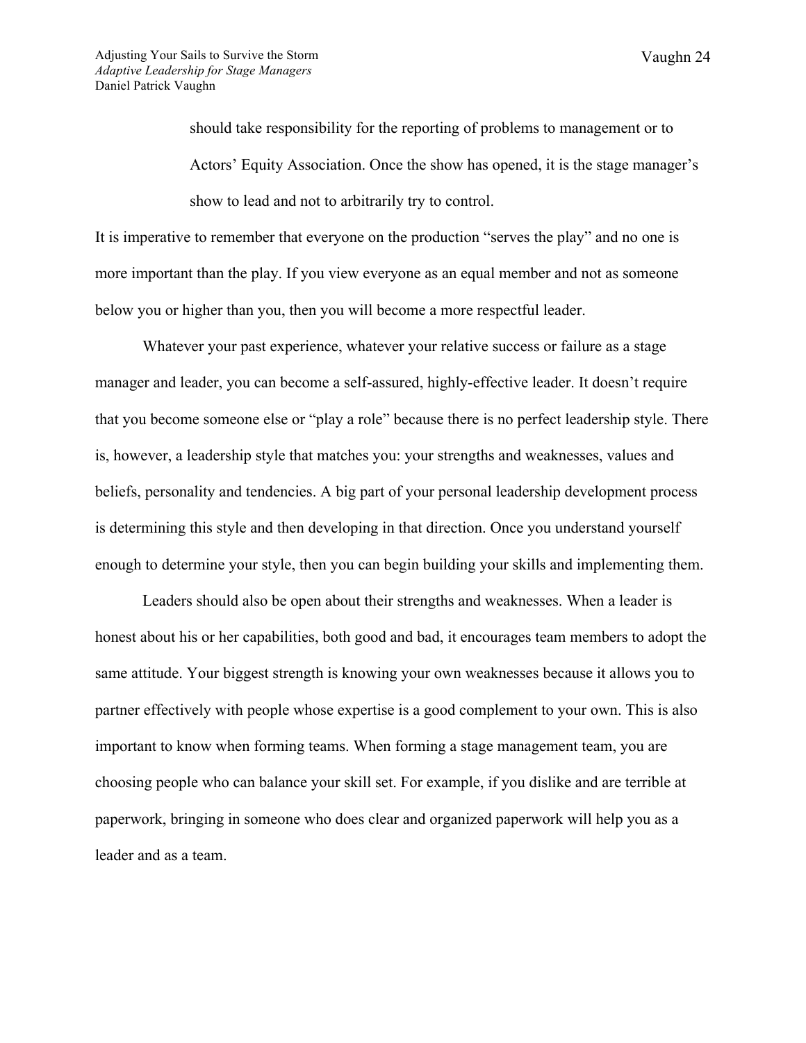> should take responsibility for the reporting of problems to management or to Actors' Equity Association. Once the show has opened, it is the stage manager's show to lead and not to arbitrarily try to control.

It is imperative to remember that everyone on the production "serves the play" and no one is more important than the play. If you view everyone as an equal member and not as someone below you or higher than you, then you will become a more respectful leader.

Whatever your past experience, whatever your relative success or failure as a stage manager and leader, you can become a self-assured, highly-effective leader. It doesn't require that you become someone else or "play a role" because there is no perfect leadership style. There is, however, a leadership style that matches you: your strengths and weaknesses, values and beliefs, personality and tendencies. A big part of your personal leadership development process is determining this style and then developing in that direction. Once you understand yourself enough to determine your style, then you can begin building your skills and implementing them.

Leaders should also be open about their strengths and weaknesses. When a leader is honest about his or her capabilities, both good and bad, it encourages team members to adopt the same attitude. Your biggest strength is knowing your own weaknesses because it allows you to partner effectively with people whose expertise is a good complement to your own. This is also important to know when forming teams. When forming a stage management team, you are choosing people who can balance your skill set. For example, if you dislike and are terrible at paperwork, bringing in someone who does clear and organized paperwork will help you as a leader and as a team.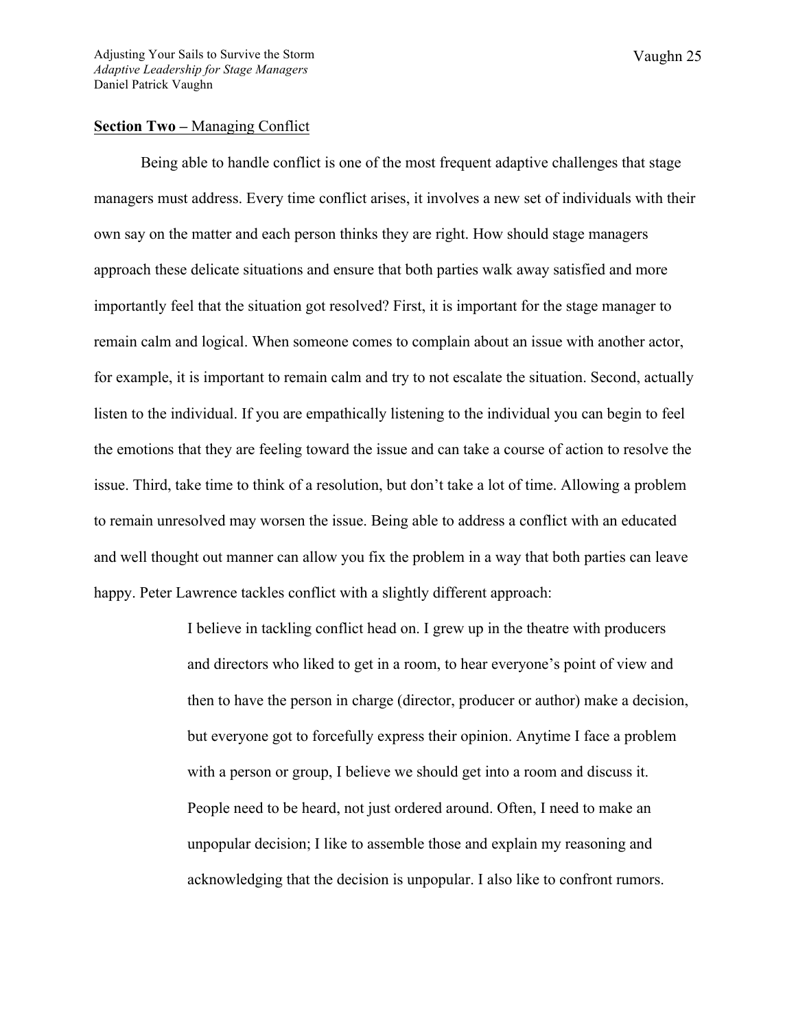**Section Two –** <u>Managing Conflict</u>

Being able to handle conflict is one of the most frequent adaptive challenges that stage managers must address. Every time conflict arises, it involves a new set of individuals with their own say on the matter and each person thinks they are right. How should stage managers approach these delicate situations and ensure that both parties walk away satisfied and more importantly feel that the situation got resolved? First, it is important for the stage manager to remain calm and logical. When someone comes to complain about an issue with another actor, for example, it is important to remain calm and try to not escalate the situation. Second, actually listen to the individual. If you are empathically listening to the individual you can begin to feel the emotions that they are feeling toward the issue and can take a course of action to resolve the issue. Third, take time to think of a resolution, but don't take a lot of time. Allowing a problem to remain unresolved may worsen the issue. Being able to address a conflict with an educated and well thought out manner can allow you fix the problem in a way that both parties can leave happy. Peter Lawrence tackles conflict with a slightly different approach:

> I believe in tackling conflict head on. I grew up in the theatre with producers and directors who liked to get in a room, to hear everyone's point of view and then to have the person in charge (director, producer or author) make a decision, but everyone got to forcefully express their opinion. Anytime I face a problem with a person or group, I believe we should get into a room and discuss it. People need to be heard, not just ordered around. Often, I need to make an unpopular decision; I like to assemble those and explain my reasoning and acknowledging that the decision is unpopular. I also like to confront rumors.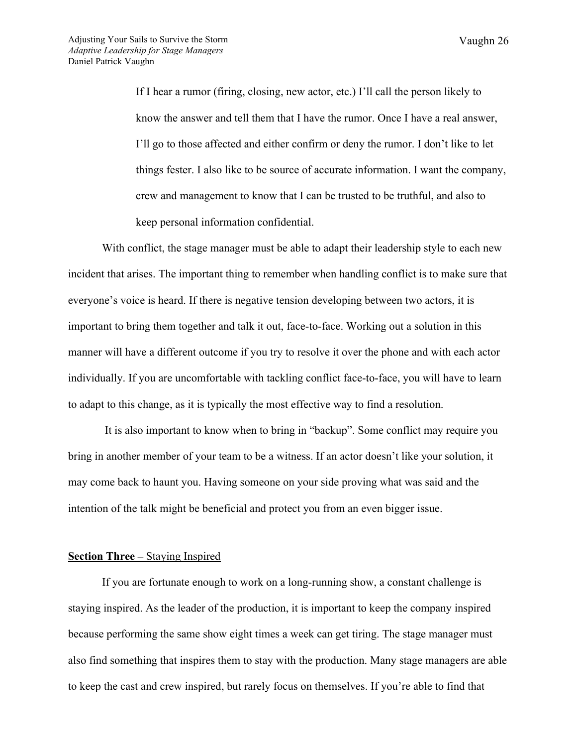> If I hear a rumor (firing, closing, new actor, etc.) I'll call the person likely to know the answer and tell them that I have the rumor. Once I have a real answer, I'll go to those affected and either confirm or deny the rumor. I don't like to let things fester. I also like to be source of accurate information. I want the company, crew and management to know that I can be trusted to be truthful, and also to keep personal information confidential.

With conflict, the stage manager must be able to adapt their leadership style to each new incident that arises. The important thing to remember when handling conflict is to make sure that everyone's voice is heard. If there is negative tension developing between two actors, it is important to bring them together and talk it out, face-to-face. Working out a solution in this manner will have a different outcome if you try to resolve it over the phone and with each actor individually. If you are uncomfortable with tackling conflict face-to-face, you will have to learn to adapt to this change, as it is typically the most effective way to find a resolution.

It is also important to know when to bring in "backup". Some conflict may require you bring in another member of your team to be a witness. If an actor doesn't like your solution, it may come back to haunt you. Having someone on your side proving what was said and the intention of the talk might be beneficial and protect you from an even bigger issue.

**Section Three –** Staying Inspired

If you are fortunate enough to work on a long-running show, a constant challenge is staying inspired. As the leader of the production, it is important to keep the company inspired because performing the same show eight times a week can get tiring. The stage manager must also find something that inspires them to stay with the production. Many stage managers are able to keep the cast and crew inspired, but rarely focus on themselves. If you're able to find that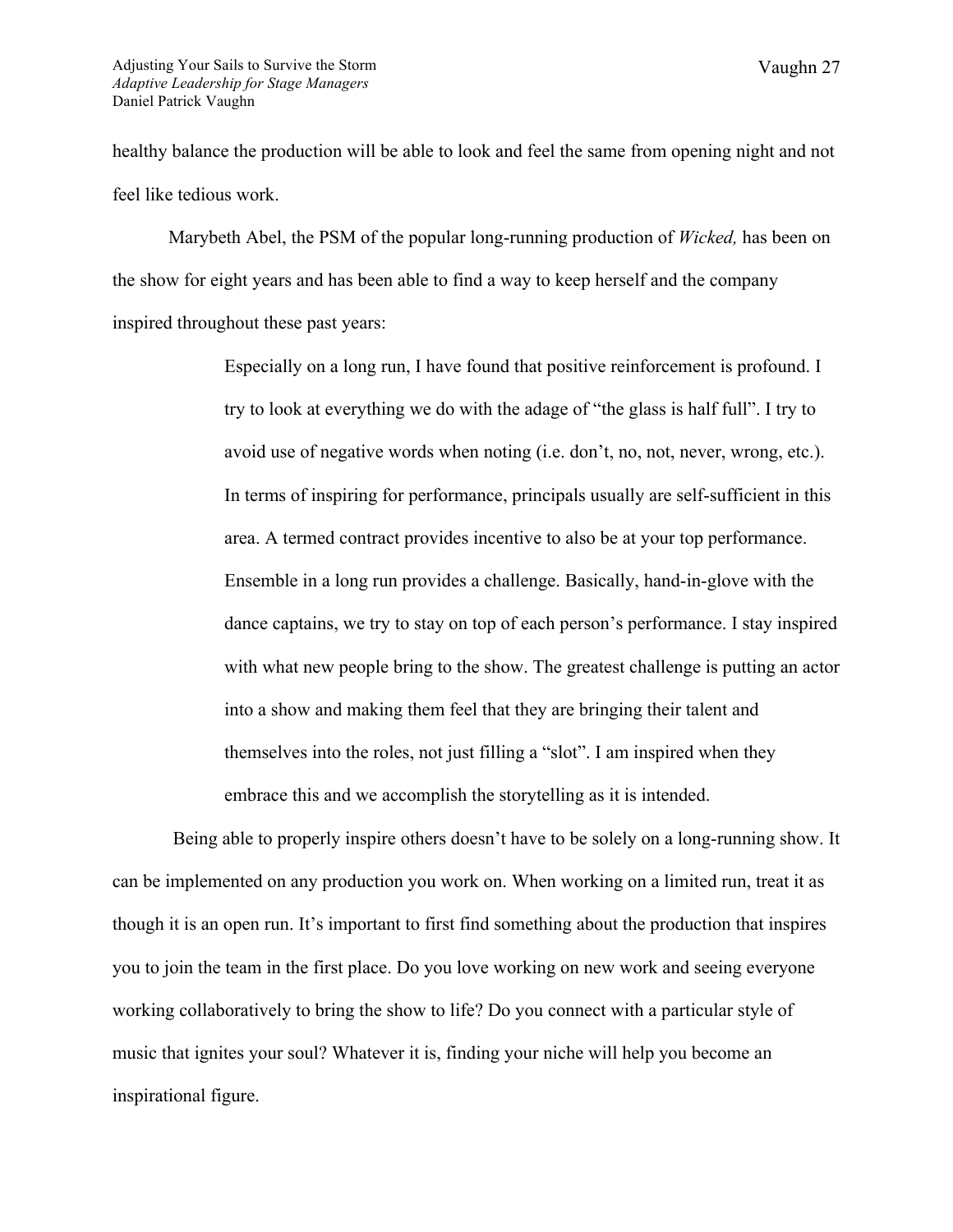healthy balance the production will be able to look and feel the same from opening night and not feel like tedious work.

Marybeth Abel, the PSM of the popular long-running production of *Wicked,* has been on the show for eight years and has been able to find a way to keep herself and the company inspired throughout these past years:

> Especially on a long run, I have found that positive reinforcement is profound. I try to look at everything we do with the adage of "the glass is half full". I try to avoid use of negative words when noting (i.e. don't, no, not, never, wrong, etc.). In terms of inspiring for performance, principals usually are self-sufficient in this area. A termed contract provides incentive to also be at your top performance. Ensemble in a long run provides a challenge. Basically, hand-in-glove with the dance captains, we try to stay on top of each person's performance. I stay inspired with what new people bring to the show. The greatest challenge is putting an actor into a show and making them feel that they are bringing their talent and themselves into the roles, not just filling a "slot". I am inspired when they embrace this and we accomplish the storytelling as it is intended.

Being able to properly inspire others doesn't have to be solely on a long-running show. It can be implemented on any production you work on. When working on a limited run, treat it as though it is an open run. It's important to first find something about the production that inspires you to join the team in the first place. Do you love working on new work and seeing everyone working collaboratively to bring the show to life? Do you connect with a particular style of music that ignites your soul? Whatever it is, finding your niche will help you become an inspirational figure.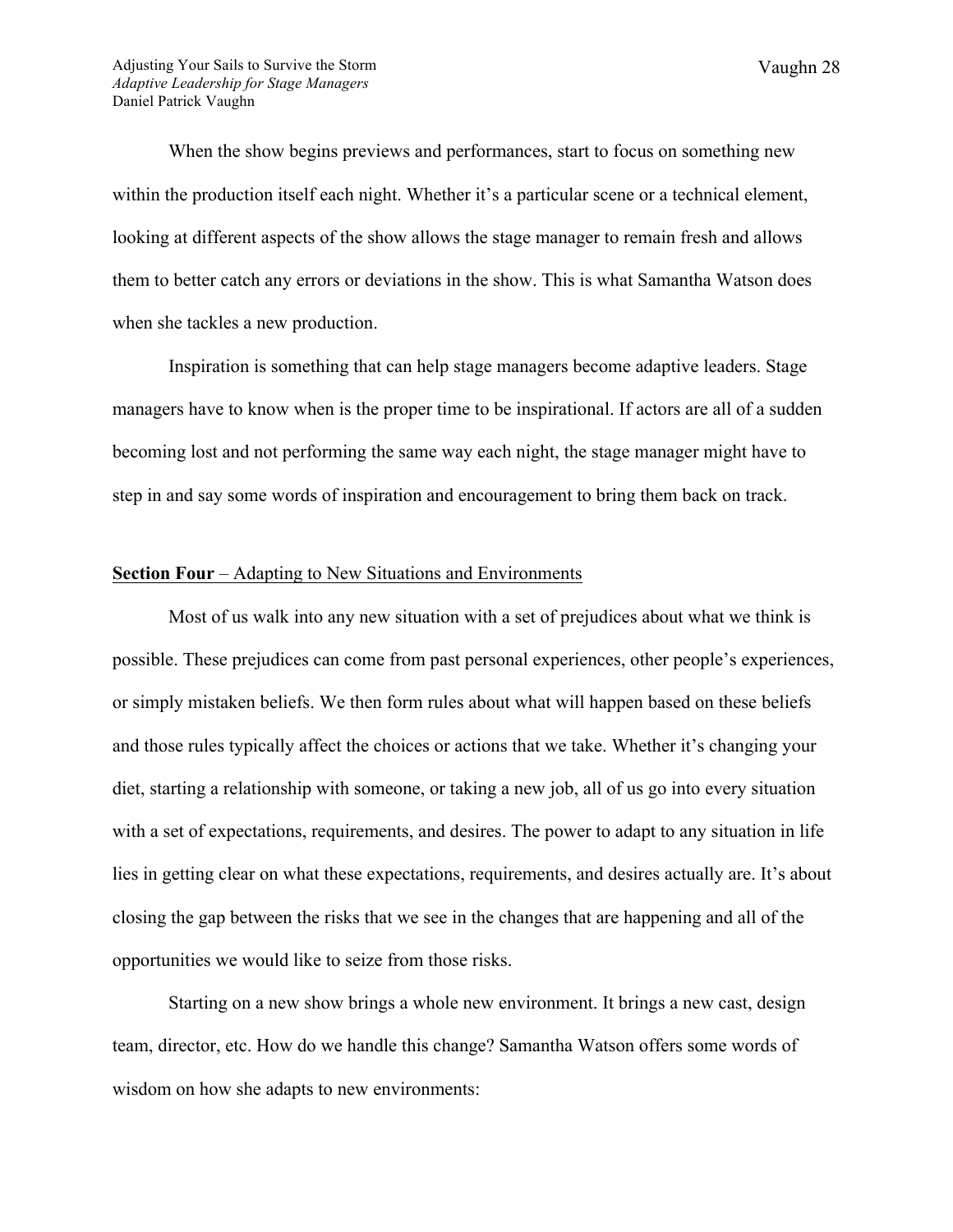When the show begins previews and performances, start to focus on something new within the production itself each night. Whether it's a particular scene or a technical element, looking at different aspects of the show allows the stage manager to remain fresh and allows them to better catch any errors or deviations in the show. This is what Samantha Watson does when she tackles a new production.

Inspiration is something that can help stage managers become adaptive leaders. Stage managers have to know when is the proper time to be inspirational. If actors are all of a sudden becoming lost and not performing the same way each night, the stage manager might have to step in and say some words of inspiration and encouragement to bring them back on track.

## **Section Four** – Adapting to New Situations and Environments

Most of us walk into any new situation with a set of prejudices about what we think is possible. These prejudices can come from past personal experiences, other people's experiences, or simply mistaken beliefs. We then form rules about what will happen based on these beliefs and those rules typically affect the choices or actions that we take. Whether it's changing your diet, starting a relationship with someone, or taking a new job, all of us go into every situation with a set of expectations, requirements, and desires. The power to adapt to any situation in life lies in getting clear on what these expectations, requirements, and desires actually are. It's about closing the gap between the risks that we see in the changes that are happening and all of the opportunities we would like to seize from those risks.

Starting on a new show brings a whole new environment. It brings a new cast, design team, director, etc. How do we handle this change? Samantha Watson offers some words of wisdom on how she adapts to new environments: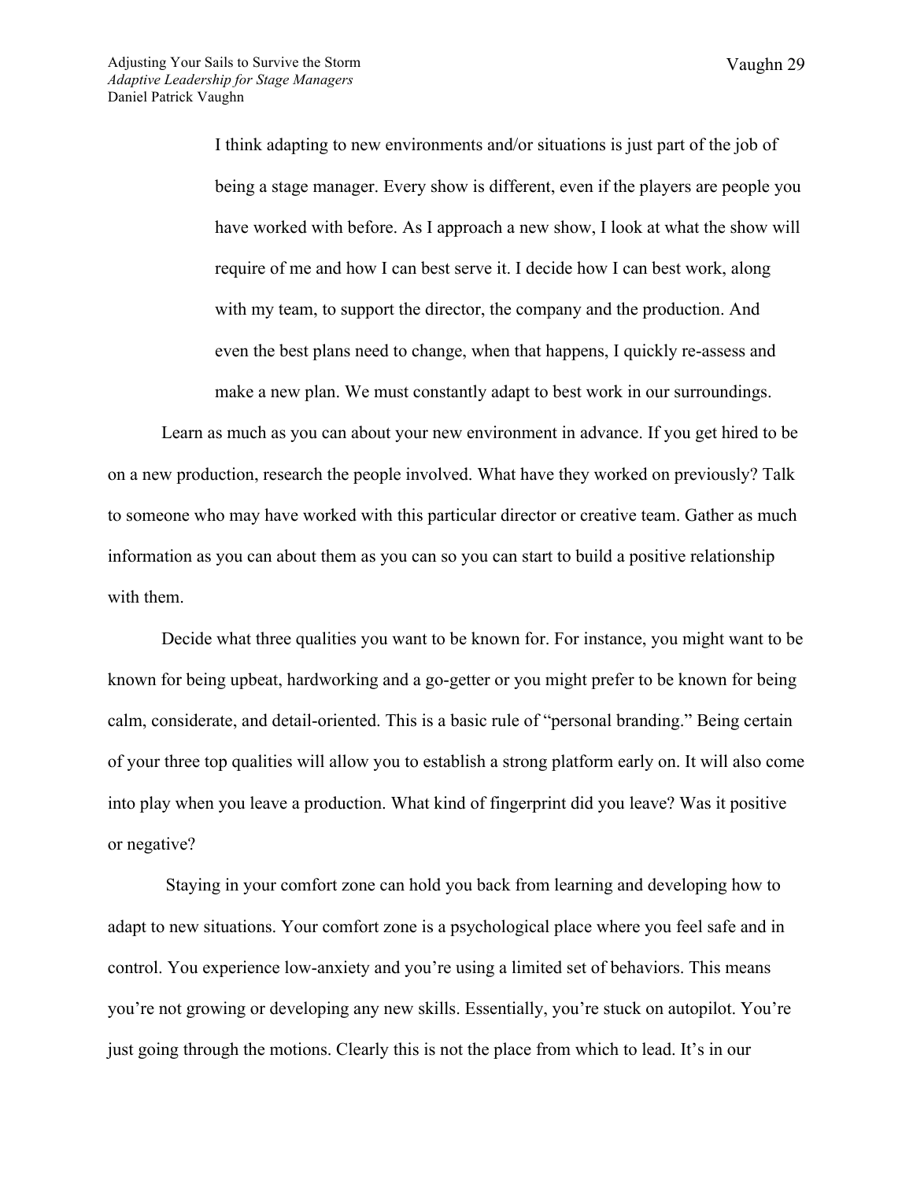> I think adapting to new environments and/or situations is just part of the job of being a stage manager. Every show is different, even if the players are people you have worked with before. As I approach a new show, I look at what the show will require of me and how I can best serve it. I decide how I can best work, along with my team, to support the director, the company and the production. And even the best plans need to change, when that happens, I quickly re-assess and make a new plan. We must constantly adapt to best work in our surroundings.

Learn as much as you can about your new environment in advance. If you get hired to be on a new production, research the people involved. What have they worked on previously? Talk to someone who may have worked with this particular director or creative team. Gather as much information as you can about them as you can so you can start to build a positive relationship with them.

Decide what three qualities you want to be known for. For instance, you might want to be known for being upbeat, hardworking and a go-getter or you might prefer to be known for being calm, considerate, and detail-oriented. This is a basic rule of "personal branding." Being certain of your three top qualities will allow you to establish a strong platform early on. It will also come into play when you leave a production. What kind of fingerprint did you leave? Was it positive or negative?

Staying in your comfort zone can hold you back from learning and developing how to adapt to new situations. Your comfort zone is a psychological place where you feel safe and in control. You experience low-anxiety and you're using a limited set of behaviors. This means you're not growing or developing any new skills. Essentially, you're stuck on autopilot. You're just going through the motions. Clearly this is not the place from which to lead. It's in our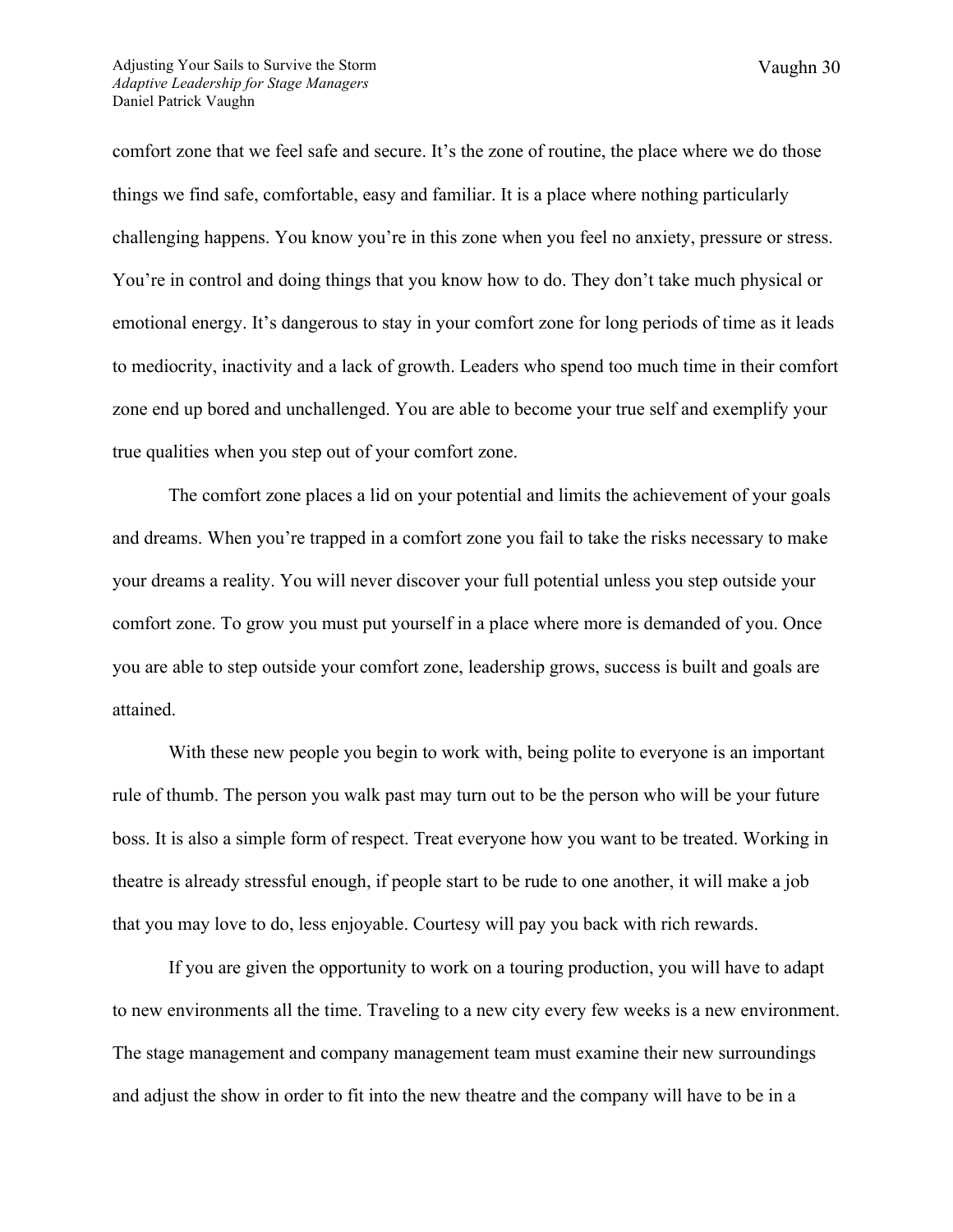comfort zone that we feel safe and secure. It's the zone of routine, the place where we do those things we find safe, comfortable, easy and familiar. It is a place where nothing particularly challenging happens. You know you're in this zone when you feel no anxiety, pressure or stress. You're in control and doing things that you know how to do. They don't take much physical or emotional energy. It's dangerous to stay in your comfort zone for long periods of time as it leads to mediocrity, inactivity and a lack of growth. Leaders who spend too much time in their comfort zone end up bored and unchallenged. You are able to become your true self and exemplify your true qualities when you step out of your comfort zone.

The comfort zone places a lid on your potential and limits the achievement of your goals and dreams. When you're trapped in a comfort zone you fail to take the risks necessary to make your dreams a reality. You will never discover your full potential unless you step outside your comfort zone. To grow you must put yourself in a place where more is demanded of you. Once you are able to step outside your comfort zone, leadership grows, success is built and goals are attained.

With these new people you begin to work with, being polite to everyone is an important rule of thumb. The person you walk past may turn out to be the person who will be your future boss. It is also a simple form of respect. Treat everyone how you want to be treated. Working in theatre is already stressful enough, if people start to be rude to one another, it will make a job that you may love to do, less enjoyable. Courtesy will pay you back with rich rewards.

If you are given the opportunity to work on a touring production, you will have to adapt to new environments all the time. Traveling to a new city every few weeks is a new environment. The stage management and company management team must examine their new surroundings and adjust the show in order to fit into the new theatre and the company will have to be in a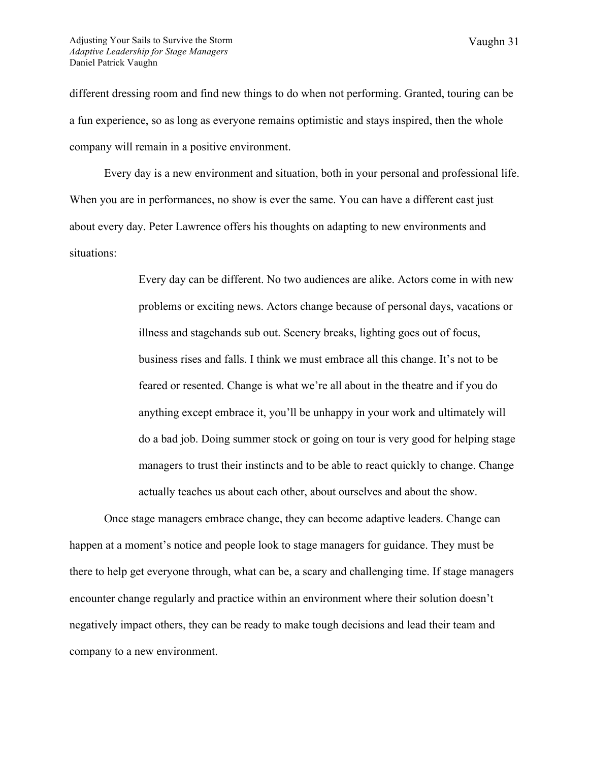different dressing room and find new things to do when not performing. Granted, touring can be a fun experience, so as long as everyone remains optimistic and stays inspired, then the whole company will remain in a positive environment.

Every day is a new environment and situation, both in your personal and professional life. When you are in performances, no show is ever the same. You can have a different cast just about every day. Peter Lawrence offers his thoughts on adapting to new environments and situations:

> Every day can be different. No two audiences are alike. Actors come in with new problems or exciting news. Actors change because of personal days, vacations or illness and stagehands sub out. Scenery breaks, lighting goes out of focus, business rises and falls. I think we must embrace all this change. It's not to be feared or resented. Change is what we're all about in the theatre and if you do anything except embrace it, you'll be unhappy in your work and ultimately will do a bad job. Doing summer stock or going on tour is very good for helping stage managers to trust their instincts and to be able to react quickly to change. Change actually teaches us about each other, about ourselves and about the show.

Once stage managers embrace change, they can become adaptive leaders. Change can happen at a moment's notice and people look to stage managers for guidance. They must be there to help get everyone through, what can be, a scary and challenging time. If stage managers encounter change regularly and practice within an environment where their solution doesn't negatively impact others, they can be ready to make tough decisions and lead their team and company to a new environment.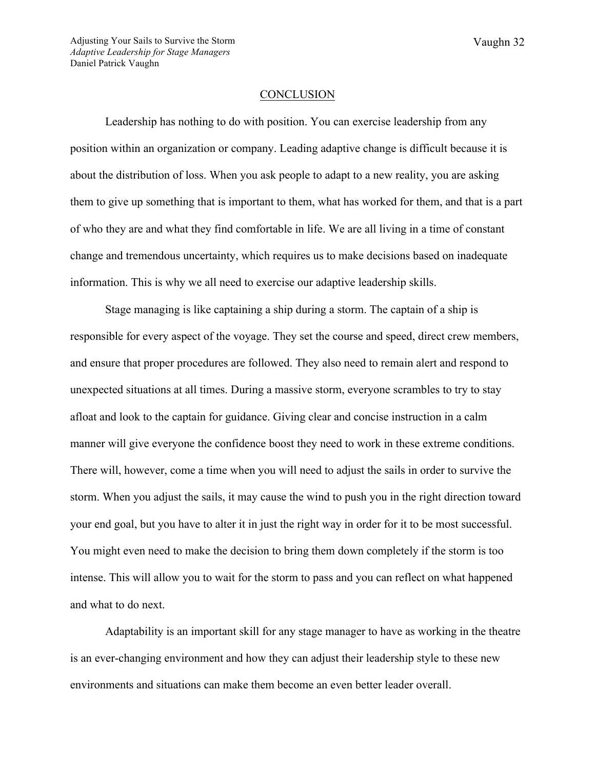## CONCLUSION

Leadership has nothing to do with position. You can exercise leadership from any position within an organization or company. Leading adaptive change is difficult because it is about the distribution of loss. When you ask people to adapt to a new reality, you are asking them to give up something that is important to them, what has worked for them, and that is a part of who they are and what they find comfortable in life. We are all living in a time of constant change and tremendous uncertainty, which requires us to make decisions based on inadequate information. This is why we all need to exercise our adaptive leadership skills.

Stage managing is like captaining a ship during a storm. The captain of a ship is responsible for every aspect of the voyage. They set the course and speed, direct crew members, and ensure that proper procedures are followed. They also need to remain alert and respond to unexpected situations at all times. During a massive storm, everyone scrambles to try to stay afloat and look to the captain for guidance. Giving clear and concise instruction in a calm manner will give everyone the confidence boost they need to work in these extreme conditions. There will, however, come a time when you will need to adjust the sails in order to survive the storm. When you adjust the sails, it may cause the wind to push you in the right direction toward your end goal, but you have to alter it in just the right way in order for it to be most successful. You might even need to make the decision to bring them down completely if the storm is too intense. This will allow you to wait for the storm to pass and you can reflect on what happened and what to do next.

Adaptability is an important skill for any stage manager to have as working in the theatre is an ever-changing environment and how they can adjust their leadership style to these new environments and situations can make them become an even better leader overall.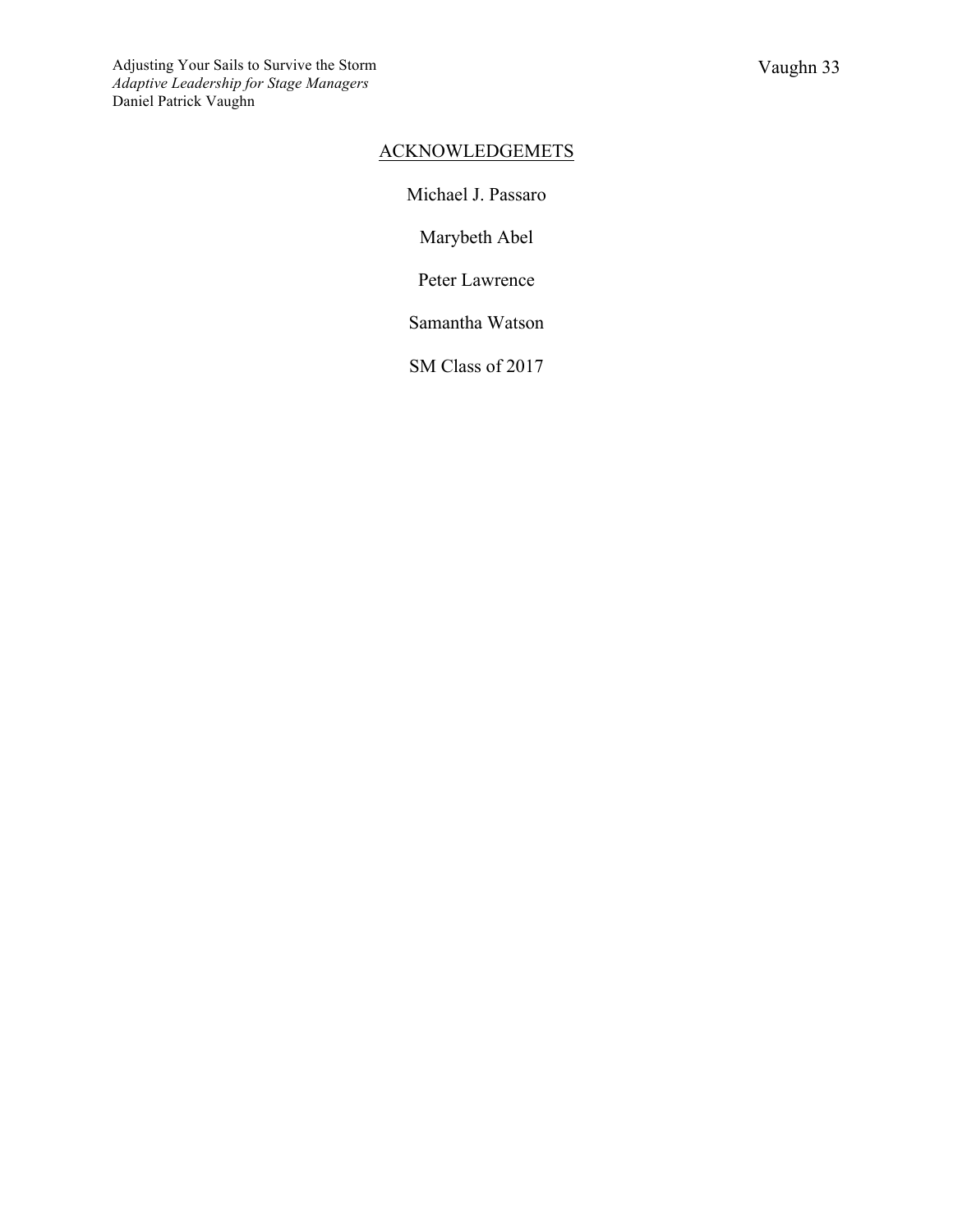## ACKNOWLEDGEMETS

Michael J. Passaro

Marybeth Abel

Peter Lawrence

Samantha Watson

SM Class of 2017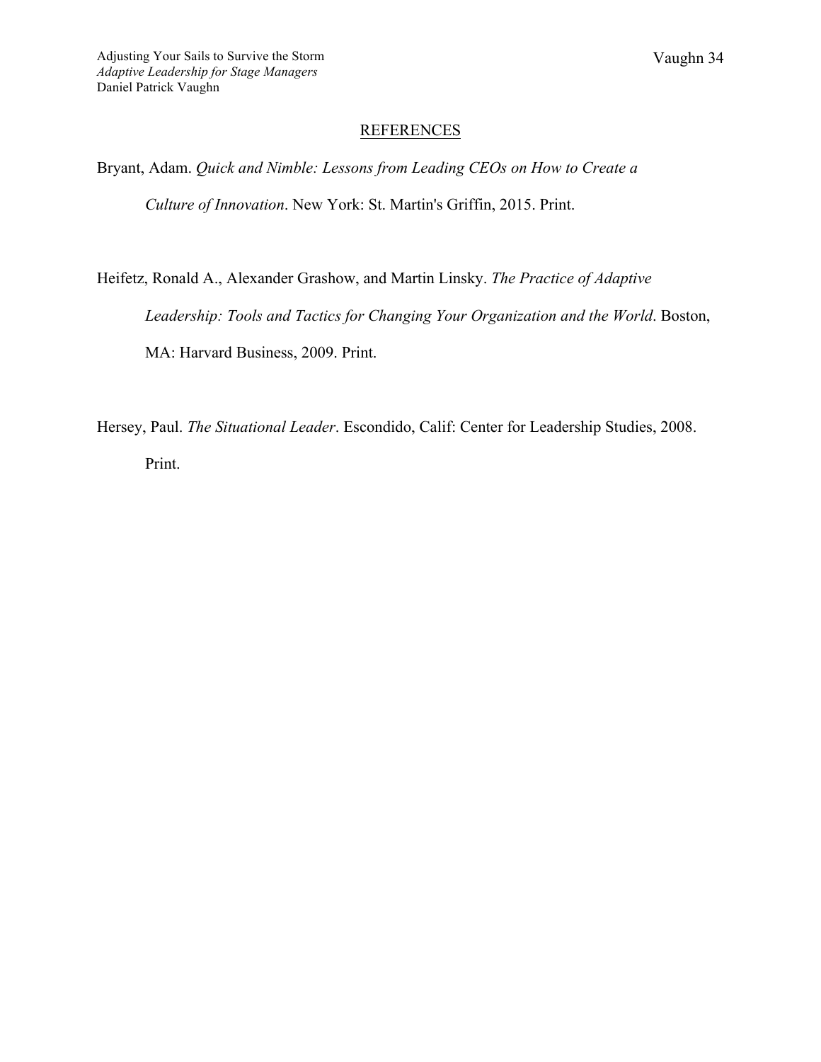## REFERENCES

Bryant, Adam. *Quick and Nimble: Lessons from Leading CEOs on How to Create a Culture of Innovation*. New York: St. Martin's Griffin, 2015. Print.

Heifetz, Ronald A., Alexander Grashow, and Martin Linsky. *The Practice of Adaptive Leadership: Tools and Tactics for Changing Your Organization and the World*. Boston, MA: Harvard Business, 2009. Print.

Hersey, Paul. *The Situational Leader*. Escondido, Calif: Center for Leadership Studies, 2008. Print.